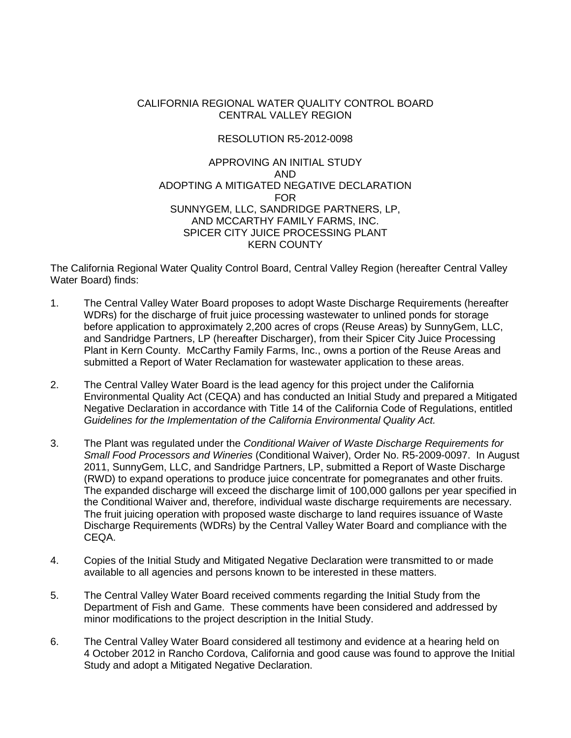CALIFORNIA REGIONAL WATER QUALITY CONTROL BOARD
CENTRAL VALLEY REGION

RESOLUTION R5-2012-0098

APPROVING AN INITIAL STUDY
AND
ADOPTING A MITIGATED NEGATIVE DECLARATION
FOR
SUNNYGEM, LLC, SANDRIDGE PARTNERS, LP,
AND MCCARTHY FAMILY FARMS, INC.
SPICER CITY JUICE PROCESSING PLANT
KERN COUNTY

The California Regional Water Quality Control Board, Central Valley Region (hereafter Central Valley Water Board) finds:

1. The Central Valley Water Board proposes to adopt Waste Discharge Requirements (hereafter WDRs) for the discharge of fruit juice processing wastewater to unlined ponds for storage before application to approximately 2,200 acres of crops (Reuse Areas) by SunnyGem, LLC, and Sandridge Partners, LP (hereafter Discharger), from their Spicer City Juice Processing Plant in Kern County. McCarthy Family Farms, Inc., owns a portion of the Reuse Areas and submitted a Report of Water Reclamation for wastewater application to these areas.

2. The Central Valley Water Board is the lead agency for this project under the California Environmental Quality Act (CEQA) and has conducted an Initial Study and prepared a Mitigated Negative Declaration in accordance with Title 14 of the California Code of Regulations, entitled *Guidelines for the Implementation of the California Environmental Quality Act.*

3. The Plant was regulated under the *Conditional Waiver of Waste Discharge Requirements for Small Food Processors and Wineries* (Conditional Waiver), Order No. R5-2009-0097. In August 2011, SunnyGem, LLC, and Sandridge Partners, LP, submitted a Report of Waste Discharge (RWD) to expand operations to produce juice concentrate for pomegranates and other fruits. The expanded discharge will exceed the discharge limit of 100,000 gallons per year specified in the Conditional Waiver and, therefore, individual waste discharge requirements are necessary. The fruit juicing operation with proposed waste discharge to land requires issuance of Waste Discharge Requirements (WDRs) by the Central Valley Water Board and compliance with the CEQA.

4. Copies of the Initial Study and Mitigated Negative Declaration were transmitted to or made available to all agencies and persons known to be interested in these matters.

5. The Central Valley Water Board received comments regarding the Initial Study from the Department of Fish and Game. These comments have been considered and addressed by minor modifications to the project description in the Initial Study.

6. The Central Valley Water Board considered all testimony and evidence at a hearing held on 4 October 2012 in Rancho Cordova, California and good cause was found to approve the Initial Study and adopt a Mitigated Negative Declaration.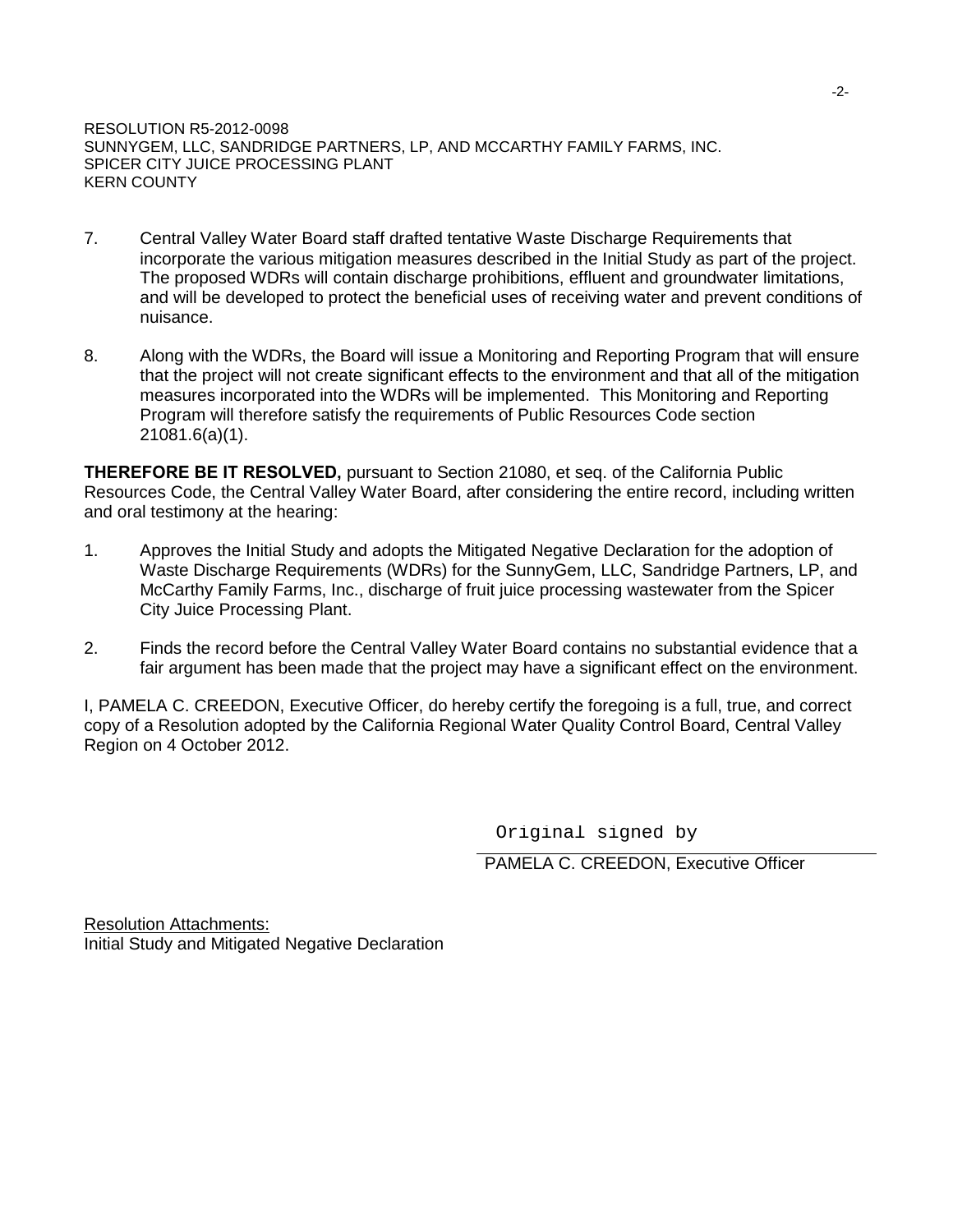RESOLUTION R5-2012-0098
SUNNYGEM, LLC, SANDRIDGE PARTNERS, LP, AND MCCARTHY FAMILY FARMS, INC.
SPICER CITY JUICE PROCESSING PLANT
KERN COUNTY

7. Central Valley Water Board staff drafted tentative Waste Discharge Requirements that incorporate the various mitigation measures described in the Initial Study as part of the project. The proposed WDRs will contain discharge prohibitions, effluent and groundwater limitations, and will be developed to protect the beneficial uses of receiving water and prevent conditions of nuisance.

8. Along with the WDRs, the Board will issue a Monitoring and Reporting Program that will ensure that the project will not create significant effects to the environment and that all of the mitigation measures incorporated into the WDRs will be implemented. This Monitoring and Reporting Program will therefore satisfy the requirements of Public Resources Code section 21081.6(a)(1).

**THEREFORE BE IT RESOLVED,** pursuant to Section 21080, et seq. of the California Public Resources Code, the Central Valley Water Board, after considering the entire record, including written and oral testimony at the hearing:

1. Approves the Initial Study and adopts the Mitigated Negative Declaration for the adoption of Waste Discharge Requirements (WDRs) for the SunnyGem, LLC, Sandridge Partners, LP, and McCarthy Family Farms, Inc., discharge of fruit juice processing wastewater from the Spicer City Juice Processing Plant.

2. Finds the record before the Central Valley Water Board contains no substantial evidence that a fair argument has been made that the project may have a significant effect on the environment.

I, PAMELA C. CREEDON, Executive Officer, do hereby certify the foregoing is a full, true, and correct copy of a Resolution adopted by the California Regional Water Quality Control Board, Central Valley Region on 4 October 2012.

Original signed by

PAMELA C. CREEDON, Executive Officer

Resolution Attachments:
Initial Study and Mitigated Negative Declaration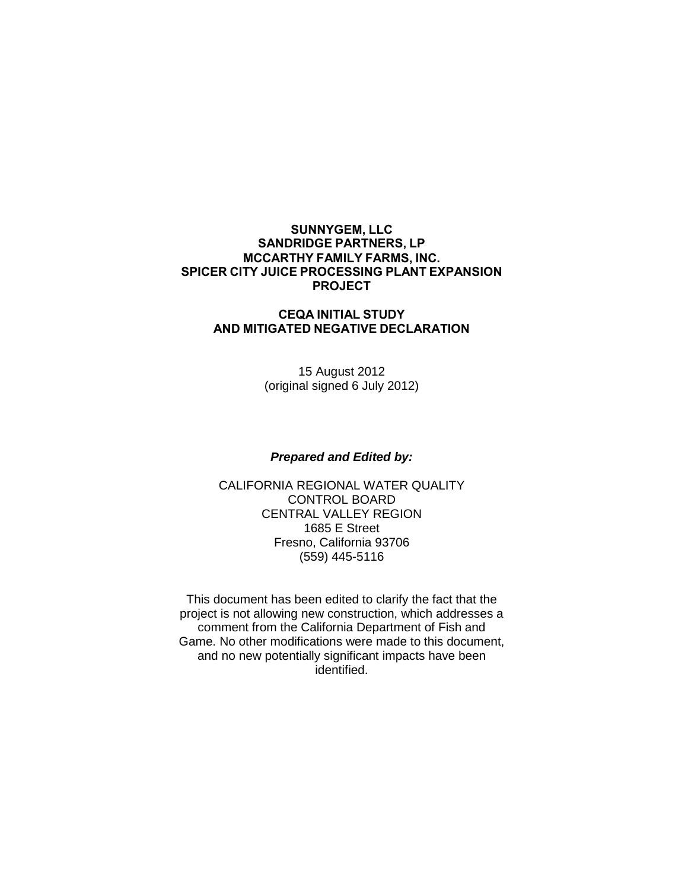**SUNNYGEM, LLC**
**SANDRIDGE PARTNERS, LP**
**MCCARTHY FAMILY FARMS, INC.**
**SPICER CITY JUICE PROCESSING PLANT EXPANSION PROJECT**

**CEQA INITIAL STUDY**
**AND MITIGATED NEGATIVE DECLARATION**

15 August 2012
(original signed 6 July 2012)

***Prepared and Edited by:***

CALIFORNIA REGIONAL WATER QUALITY CONTROL BOARD
CENTRAL VALLEY REGION
1685 E Street
Fresno, California 93706
(559) 445-5116

This document has been edited to clarify the fact that the project is not allowing new construction, which addresses a comment from the California Department of Fish and Game. No other modifications were made to this document, and no new potentially significant impacts have been identified.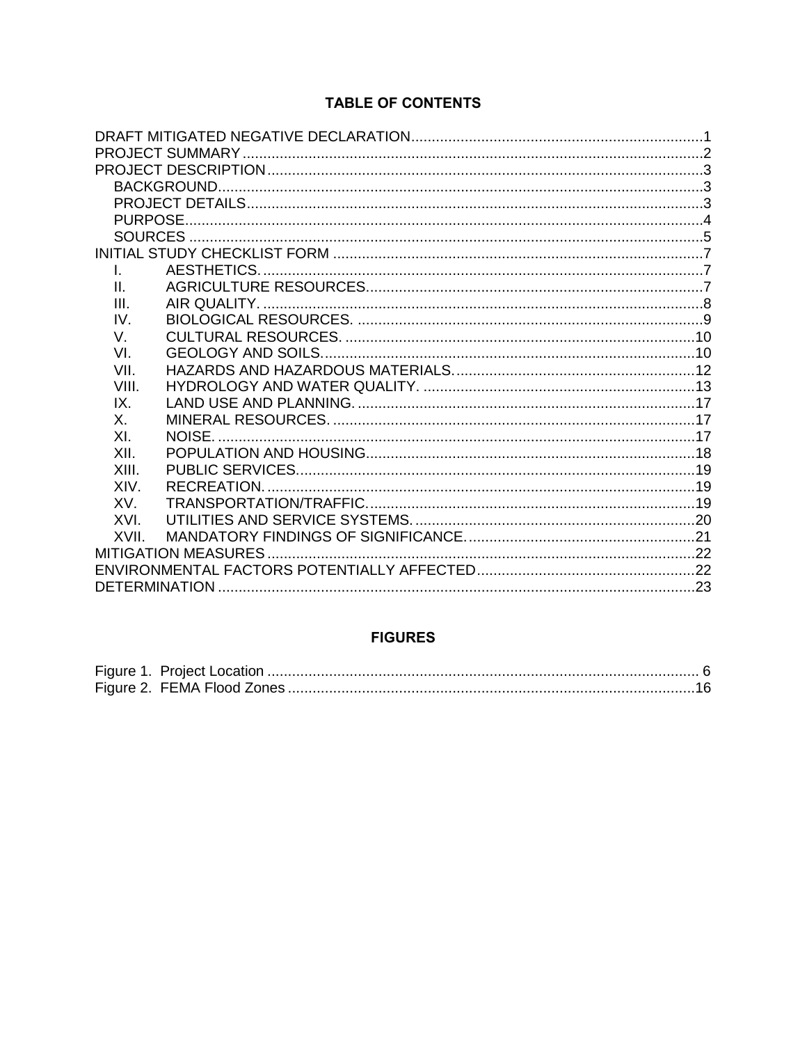# TABLE OF CONTENTS

DRAFT MITIGATED NEGATIVE DECLARATION........................................................................1
PROJECT SUMMARY........................................................................................................2
PROJECT DESCRIPTION..................................................................................................3
- BACKGROUND.................................................................................................................3
- PROJECT DETAILS...........................................................................................................3
- PURPOSE..........................................................................................................................4
- SOURCES ..........................................................................................................................5

INITIAL STUDY CHECKLIST FORM ...................................................................................7
- I. AESTHETICS. ..................................................................................................................7
- II. AGRICULTURE RESOURCES.........................................................................................7
- III. AIR QUALITY. ................................................................................................................8
- IV. BIOLOGICAL RESOURCES. ...........................................................................................9
- V. CULTURAL RESOURCES. ............................................................................................10
- VI. GEOLOGY AND SOILS..................................................................................................10
- VII. HAZARDS AND HAZARDOUS MATERIALS...................................................................12
- VIII. HYDROLOGY AND WATER QUALITY. ........................................................................13
- IX. LAND USE AND PLANNING. .........................................................................................17
- X. MINERAL RESOURCES. ...............................................................................................17
- XI. NOISE. ..........................................................................................................................17
- XII. POPULATION AND HOUSING.......................................................................................18
- XIII. PUBLIC SERVICES.......................................................................................................19
- XIV. RECREATION. .............................................................................................................19
- XV. TRANSPORTATION/TRAFFIC........................................................................................19
- XVI. UTILITIES AND SERVICE SYSTEMS. ..........................................................................20
- XVII. MANDATORY FINDINGS OF SIGNIFICANCE...............................................................21

MITIGATION MEASURES ..................................................................................................22
ENVIRONMENTAL FACTORS POTENTIALLY AFFECTED.....................................................22
DETERMINATION .............................................................................................................23

# FIGURES

Figure 1. Project Location ............................................................................................. 6
Figure 2. FEMA Flood Zones .........................................................................................16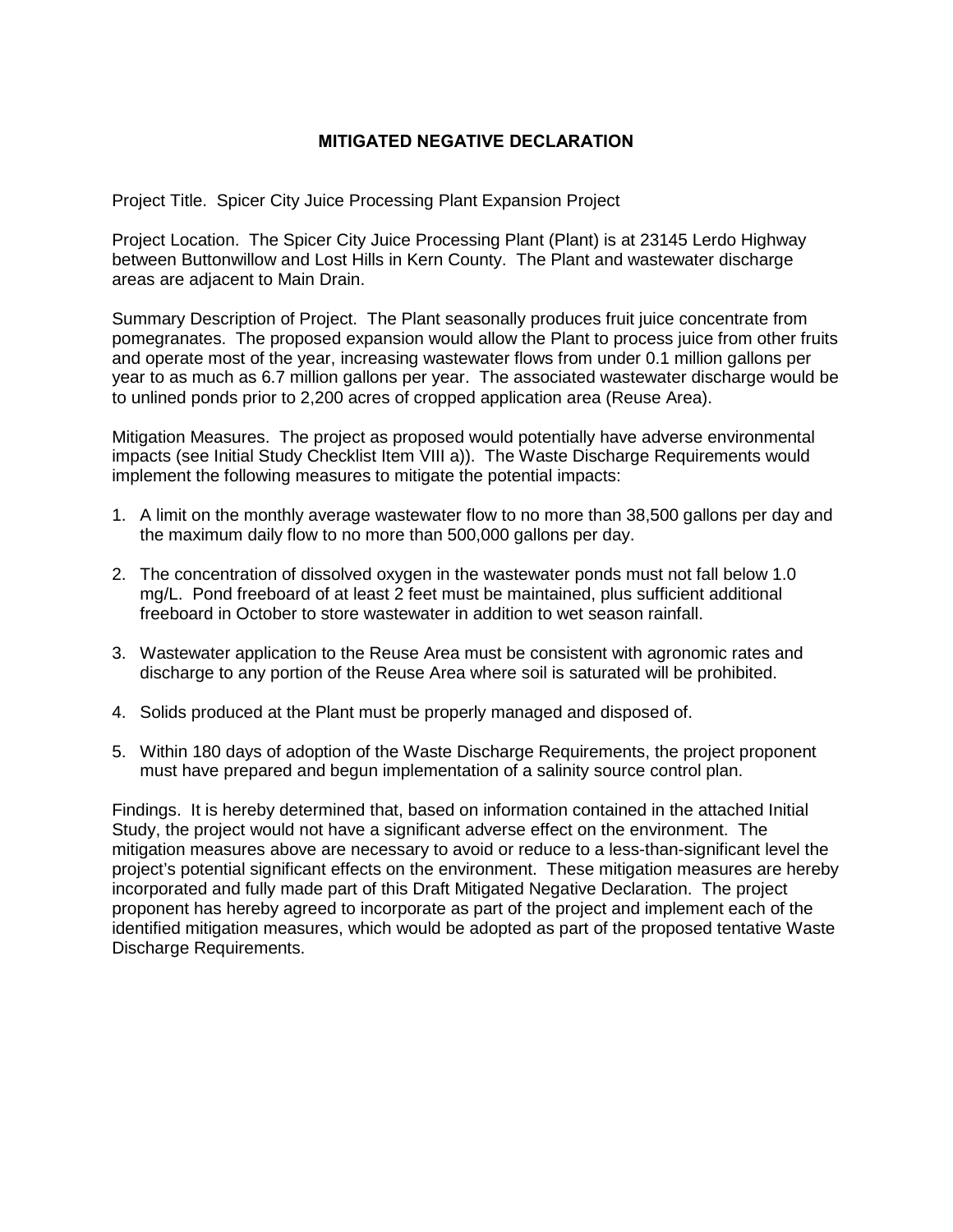# MITIGATED NEGATIVE DECLARATION

Project Title. Spicer City Juice Processing Plant Expansion Project

Project Location. The Spicer City Juice Processing Plant (Plant) is at 23145 Lerdo Highway between Buttonwillow and Lost Hills in Kern County. The Plant and wastewater discharge areas are adjacent to Main Drain.

Summary Description of Project. The Plant seasonally produces fruit juice concentrate from pomegranates. The proposed expansion would allow the Plant to process juice from other fruits and operate most of the year, increasing wastewater flows from under 0.1 million gallons per year to as much as 6.7 million gallons per year. The associated wastewater discharge would be to unlined ponds prior to 2,200 acres of cropped application area (Reuse Area).

Mitigation Measures. The project as proposed would potentially have adverse environmental impacts (see Initial Study Checklist Item VIII a)). The Waste Discharge Requirements would implement the following measures to mitigate the potential impacts:

1. A limit on the monthly average wastewater flow to no more than 38,500 gallons per day and the maximum daily flow to no more than 500,000 gallons per day.
2. The concentration of dissolved oxygen in the wastewater ponds must not fall below 1.0 mg/L. Pond freeboard of at least 2 feet must be maintained, plus sufficient additional freeboard in October to store wastewater in addition to wet season rainfall.
3. Wastewater application to the Reuse Area must be consistent with agronomic rates and discharge to any portion of the Reuse Area where soil is saturated will be prohibited.
4. Solids produced at the Plant must be properly managed and disposed of.
5. Within 180 days of adoption of the Waste Discharge Requirements, the project proponent must have prepared and begun implementation of a salinity source control plan.

Findings. It is hereby determined that, based on information contained in the attached Initial Study, the project would not have a significant adverse effect on the environment. The mitigation measures above are necessary to avoid or reduce to a less-than-significant level the project's potential significant effects on the environment. These mitigation measures are hereby incorporated and fully made part of this Draft Mitigated Negative Declaration. The project proponent has hereby agreed to incorporate as part of the project and implement each of the identified mitigation measures, which would be adopted as part of the proposed tentative Waste Discharge Requirements.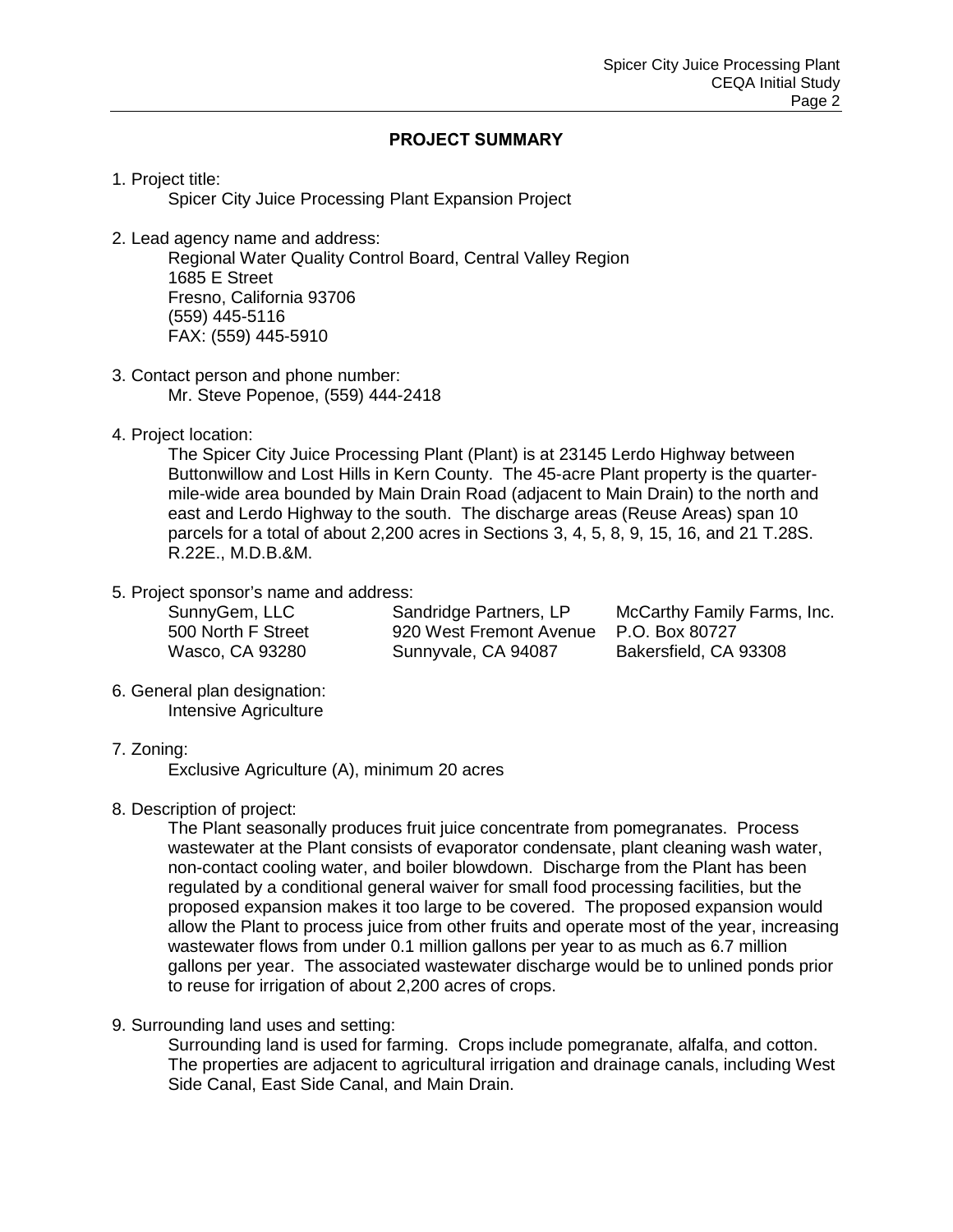## PROJECT SUMMARY

1. Project title:
   Spicer City Juice Processing Plant Expansion Project

2. Lead agency name and address:
   Regional Water Quality Control Board, Central Valley Region
   1685 E Street
   Fresno, California 93706
   (559) 445-5116
   FAX: (559) 445-5910

3. Contact person and phone number:
   Mr. Steve Popenoe, (559) 444-2418

4. Project location:
   The Spicer City Juice Processing Plant (Plant) is at 23145 Lerdo Highway between Buttonwillow and Lost Hills in Kern County. The 45-acre Plant property is the quarter-mile-wide area bounded by Main Drain Road (adjacent to Main Drain) to the north and east and Lerdo Highway to the south. The discharge areas (Reuse Areas) span 10 parcels for a total of about 2,200 acres in Sections 3, 4, 5, 8, 9, 15, 16, and 21 T.28S. R.22E., M.D.B.&M.

5. Project sponsor's name and address:

| SunnyGem, LLC | Sandridge Partners, LP | McCarthy Family Farms, Inc. |
|---|---|---|
| 500 North F Street | 920 West Fremont Avenue | P.O. Box 80727 |
| Wasco, CA 93280 | Sunnyvale, CA 94087 | Bakersfield, CA 93308 |

6. General plan designation:
   Intensive Agriculture

7. Zoning:
   Exclusive Agriculture (A), minimum 20 acres

8. Description of project:
   The Plant seasonally produces fruit juice concentrate from pomegranates. Process wastewater at the Plant consists of evaporator condensate, plant cleaning wash water, non-contact cooling water, and boiler blowdown. Discharge from the Plant has been regulated by a conditional general waiver for small food processing facilities, but the proposed expansion makes it too large to be covered. The proposed expansion would allow the Plant to process juice from other fruits and operate most of the year, increasing wastewater flows from under 0.1 million gallons per year to as much as 6.7 million gallons per year. The associated wastewater discharge would be to unlined ponds prior to reuse for irrigation of about 2,200 acres of crops.

9. Surrounding land uses and setting:
   Surrounding land is used for farming. Crops include pomegranate, alfalfa, and cotton. The properties are adjacent to agricultural irrigation and drainage canals, including West Side Canal, East Side Canal, and Main Drain.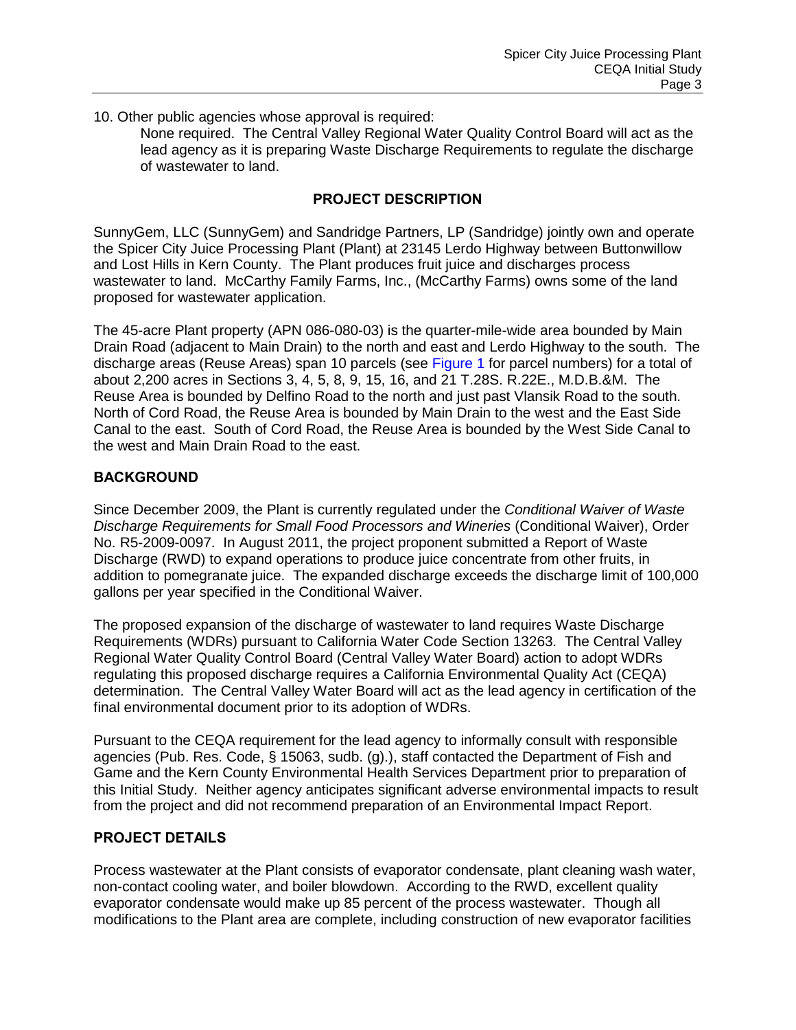10. Other public agencies whose approval is required:

None required. The Central Valley Regional Water Quality Control Board will act as the lead agency as it is preparing Waste Discharge Requirements to regulate the discharge of wastewater to land.

## PROJECT DESCRIPTION

SunnyGem, LLC (SunnyGem) and Sandridge Partners, LP (Sandridge) jointly own and operate the Spicer City Juice Processing Plant (Plant) at 23145 Lerdo Highway between Buttonwillow and Lost Hills in Kern County. The Plant produces fruit juice and discharges process wastewater to land. McCarthy Family Farms, Inc., (McCarthy Farms) owns some of the land proposed for wastewater application.

The 45-acre Plant property (APN 086-080-03) is the quarter-mile-wide area bounded by Main Drain Road (adjacent to Main Drain) to the north and east and Lerdo Highway to the south. The discharge areas (Reuse Areas) span 10 parcels (see Figure 1 for parcel numbers) for a total of about 2,200 acres in Sections 3, 4, 5, 8, 9, 15, 16, and 21 T.28S. R.22E., M.D.B.&M. The Reuse Area is bounded by Delfino Road to the north and just past Vlansik Road to the south. North of Cord Road, the Reuse Area is bounded by Main Drain to the west and the East Side Canal to the east. South of Cord Road, the Reuse Area is bounded by the West Side Canal to the west and Main Drain Road to the east.

### BACKGROUND

Since December 2009, the Plant is currently regulated under the *Conditional Waiver of Waste Discharge Requirements for Small Food Processors and Wineries* (Conditional Waiver), Order No. R5-2009-0097. In August 2011, the project proponent submitted a Report of Waste Discharge (RWD) to expand operations to produce juice concentrate from other fruits, in addition to pomegranate juice. The expanded discharge exceeds the discharge limit of 100,000 gallons per year specified in the Conditional Waiver.

The proposed expansion of the discharge of wastewater to land requires Waste Discharge Requirements (WDRs) pursuant to California Water Code Section 13263. The Central Valley Regional Water Quality Control Board (Central Valley Water Board) action to adopt WDRs regulating this proposed discharge requires a California Environmental Quality Act (CEQA) determination. The Central Valley Water Board will act as the lead agency in certification of the final environmental document prior to its adoption of WDRs.

Pursuant to the CEQA requirement for the lead agency to informally consult with responsible agencies (Pub. Res. Code, § 15063, sudb. (g).), staff contacted the Department of Fish and Game and the Kern County Environmental Health Services Department prior to preparation of this Initial Study. Neither agency anticipates significant adverse environmental impacts to result from the project and did not recommend preparation of an Environmental Impact Report.

### PROJECT DETAILS

Process wastewater at the Plant consists of evaporator condensate, plant cleaning wash water, non-contact cooling water, and boiler blowdown. According to the RWD, excellent quality evaporator condensate would make up 85 percent of the process wastewater. Though all modifications to the Plant area are complete, including construction of new evaporator facilities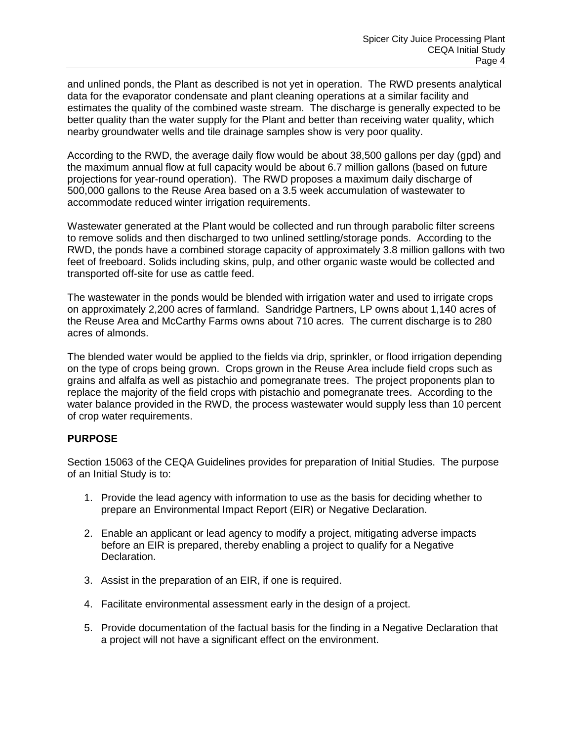and unlined ponds, the Plant as described is not yet in operation. The RWD presents analytical data for the evaporator condensate and plant cleaning operations at a similar facility and estimates the quality of the combined waste stream. The discharge is generally expected to be better quality than the water supply for the Plant and better than receiving water quality, which nearby groundwater wells and tile drainage samples show is very poor quality.

According to the RWD, the average daily flow would be about 38,500 gallons per day (gpd) and the maximum annual flow at full capacity would be about 6.7 million gallons (based on future projections for year-round operation). The RWD proposes a maximum daily discharge of 500,000 gallons to the Reuse Area based on a 3.5 week accumulation of wastewater to accommodate reduced winter irrigation requirements.

Wastewater generated at the Plant would be collected and run through parabolic filter screens to remove solids and then discharged to two unlined settling/storage ponds. According to the RWD, the ponds have a combined storage capacity of approximately 3.8 million gallons with two feet of freeboard. Solids including skins, pulp, and other organic waste would be collected and transported off-site for use as cattle feed.

The wastewater in the ponds would be blended with irrigation water and used to irrigate crops on approximately 2,200 acres of farmland. Sandridge Partners, LP owns about 1,140 acres of the Reuse Area and McCarthy Farms owns about 710 acres. The current discharge is to 280 acres of almonds.

The blended water would be applied to the fields via drip, sprinkler, or flood irrigation depending on the type of crops being grown. Crops grown in the Reuse Area include field crops such as grains and alfalfa as well as pistachio and pomegranate trees. The project proponents plan to replace the majority of the field crops with pistachio and pomegranate trees. According to the water balance provided in the RWD, the process wastewater would supply less than 10 percent of crop water requirements.

## PURPOSE

Section 15063 of the CEQA Guidelines provides for preparation of Initial Studies. The purpose of an Initial Study is to:

1. Provide the lead agency with information to use as the basis for deciding whether to prepare an Environmental Impact Report (EIR) or Negative Declaration.

2. Enable an applicant or lead agency to modify a project, mitigating adverse impacts before an EIR is prepared, thereby enabling a project to qualify for a Negative Declaration.

3. Assist in the preparation of an EIR, if one is required.

4. Facilitate environmental assessment early in the design of a project.

5. Provide documentation of the factual basis for the finding in a Negative Declaration that a project will not have a significant effect on the environment.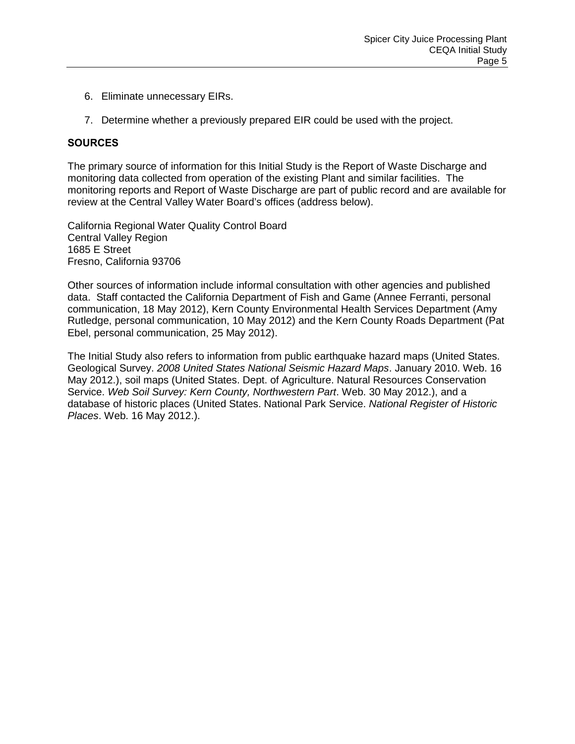6. Eliminate unnecessary EIRs.
7. Determine whether a previously prepared EIR could be used with the project.

## SOURCES

The primary source of information for this Initial Study is the Report of Waste Discharge and monitoring data collected from operation of the existing Plant and similar facilities. The monitoring reports and Report of Waste Discharge are part of public record and are available for review at the Central Valley Water Board's offices (address below).

California Regional Water Quality Control Board
Central Valley Region
1685 E Street
Fresno, California 93706

Other sources of information include informal consultation with other agencies and published data. Staff contacted the California Department of Fish and Game (Annee Ferranti, personal communication, 18 May 2012), Kern County Environmental Health Services Department (Amy Rutledge, personal communication, 10 May 2012) and the Kern County Roads Department (Pat Ebel, personal communication, 25 May 2012).

The Initial Study also refers to information from public earthquake hazard maps (United States. Geological Survey. *2008 United States National Seismic Hazard Maps*. January 2010. Web. 16 May 2012.), soil maps (United States. Dept. of Agriculture. Natural Resources Conservation Service. *Web Soil Survey: Kern County, Northwestern Part*. Web. 30 May 2012.), and a database of historic places (United States. National Park Service. *National Register of Historic Places*. Web. 16 May 2012.).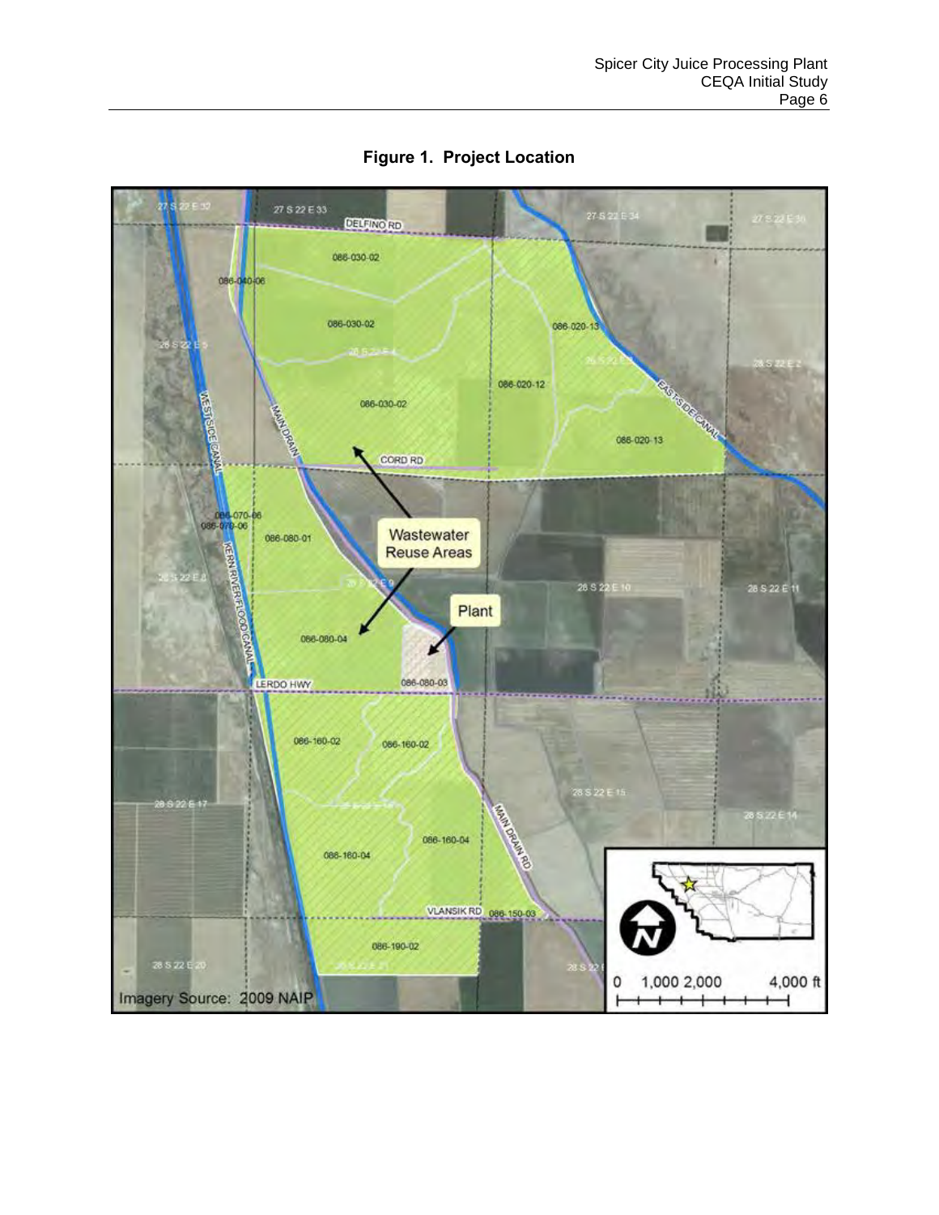**Figure 1. Project Location**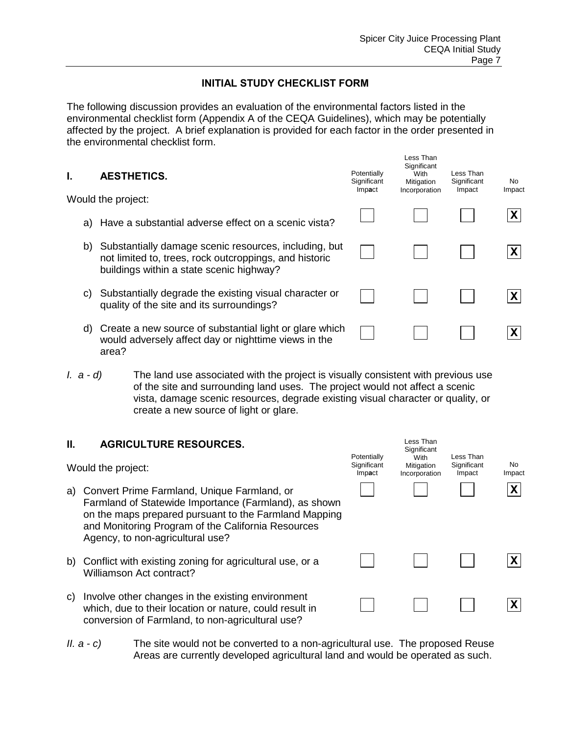## INITIAL STUDY CHECKLIST FORM

The following discussion provides an evaluation of the environmental factors listed in the environmental checklist form (Appendix A of the CEQA Guidelines), which may be potentially affected by the project. A brief explanation is provided for each factor in the order presented in the environmental checklist form.

| **I. AESTHETICS.** <br> Would the project: | Potentially Significant Impact | Less Than Significant With Mitigation Incorporation | Less Than Significant Impact | No Impact |
|---|---|---|---|---|
| a) Have a substantial adverse effect on a scenic vista? | | | | X |
| b) Substantially damage scenic resources, including, but not limited to, trees, rock outcroppings, and historic buildings within a state scenic highway? | | | | X |
| c) Substantially degrade the existing visual character or quality of the site and its surroundings? | | | | X |
| d) Create a new source of substantial light or glare which would adversely affect day or nighttime views in the area? | | | | X |

*I. a - d)* The land use associated with the project is visually consistent with previous use of the site and surrounding land uses. The project would not affect a scenic vista, damage scenic resources, degrade existing visual character or quality, or create a new source of light or glare.

| **II. AGRICULTURE RESOURCES.** <br> Would the project: | Potentially Significant Impact | Less Than Significant With Mitigation Incorporation | Less Than Significant Impact | No Impact |
|---|---|---|---|---|
| a) Convert Prime Farmland, Unique Farmland, or Farmland of Statewide Importance (Farmland), as shown on the maps prepared pursuant to the Farmland Mapping and Monitoring Program of the California Resources Agency, to non-agricultural use? | | | | X |
| b) Conflict with existing zoning for agricultural use, or a Williamson Act contract? | | | | X |
| c) Involve other changes in the existing environment which, due to their location or nature, could result in conversion of Farmland, to non-agricultural use? | | | | X |

*II. a - c)* The site would not be converted to a non-agricultural use. The proposed Reuse Areas are currently developed agricultural land and would be operated as such.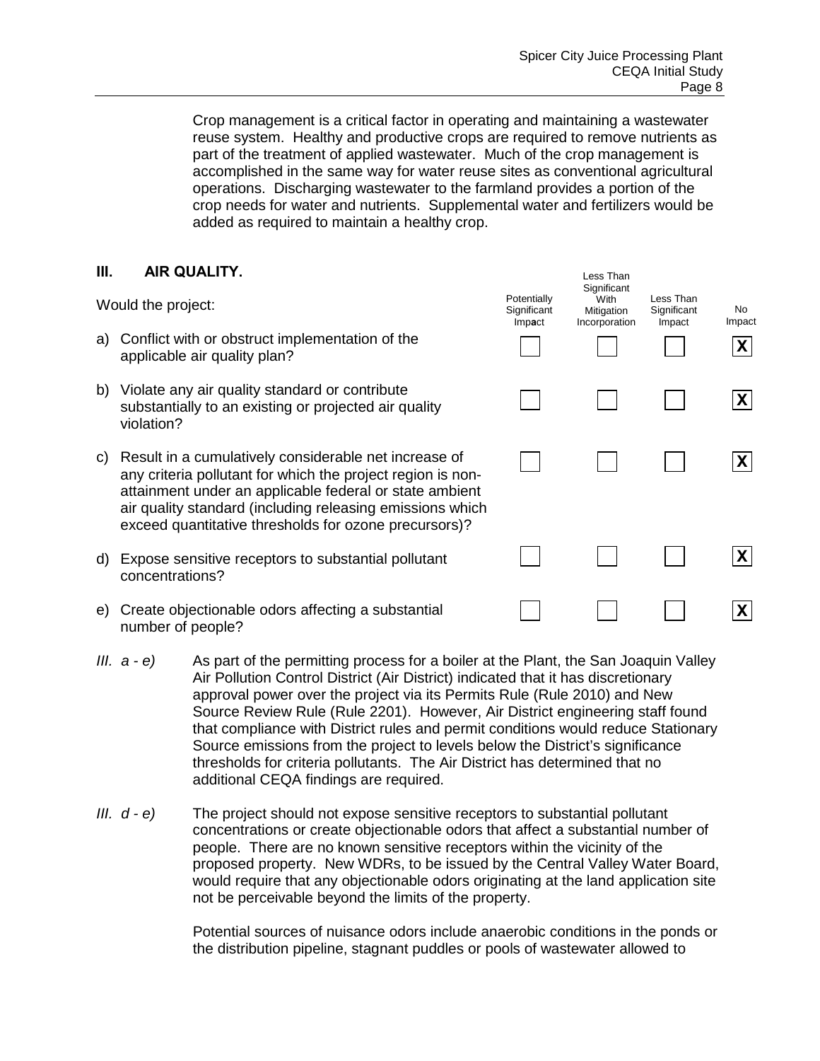Crop management is a critical factor in operating and maintaining a wastewater reuse system. Healthy and productive crops are required to remove nutrients as part of the treatment of applied wastewater. Much of the crop management is accomplished in the same way for water reuse sites as conventional agricultural operations. Discharging wastewater to the farmland provides a portion of the crop needs for water and nutrients. Supplemental water and fertilizers would be added as required to maintain a healthy crop.

## III. AIR QUALITY.

| Would the project: | Potentially Significant Impact | Less Than Significant With Mitigation Incorporation | Less Than Significant Impact | No Impact |
|---|---|---|---|---|
| a) Conflict with or obstruct implementation of the applicable air quality plan? | | | | X |
| b) Violate any air quality standard or contribute substantially to an existing or projected air quality violation? | | | | X |
| c) Result in a cumulatively considerable net increase of any criteria pollutant for which the project region is non-attainment under an applicable federal or state ambient air quality standard (including releasing emissions which exceed quantitative thresholds for ozone precursors)? | | | | X |
| d) Expose sensitive receptors to substantial pollutant concentrations? | | | | X |
| e) Create objectionable odors affecting a substantial number of people? | | | | X |

*III. a - e)* As part of the permitting process for a boiler at the Plant, the San Joaquin Valley Air Pollution Control District (Air District) indicated that it has discretionary approval power over the project via its Permits Rule (Rule 2010) and New Source Review Rule (Rule 2201). However, Air District engineering staff found that compliance with District rules and permit conditions would reduce Stationary Source emissions from the project to levels below the District's significance thresholds for criteria pollutants. The Air District has determined that no additional CEQA findings are required.

*III. d - e)* The project should not expose sensitive receptors to substantial pollutant concentrations or create objectionable odors that affect a substantial number of people. There are no known sensitive receptors within the vicinity of the proposed property. New WDRs, to be issued by the Central Valley Water Board, would require that any objectionable odors originating at the land application site not be perceivable beyond the limits of the property.

Potential sources of nuisance odors include anaerobic conditions in the ponds or the distribution pipeline, stagnant puddles or pools of wastewater allowed to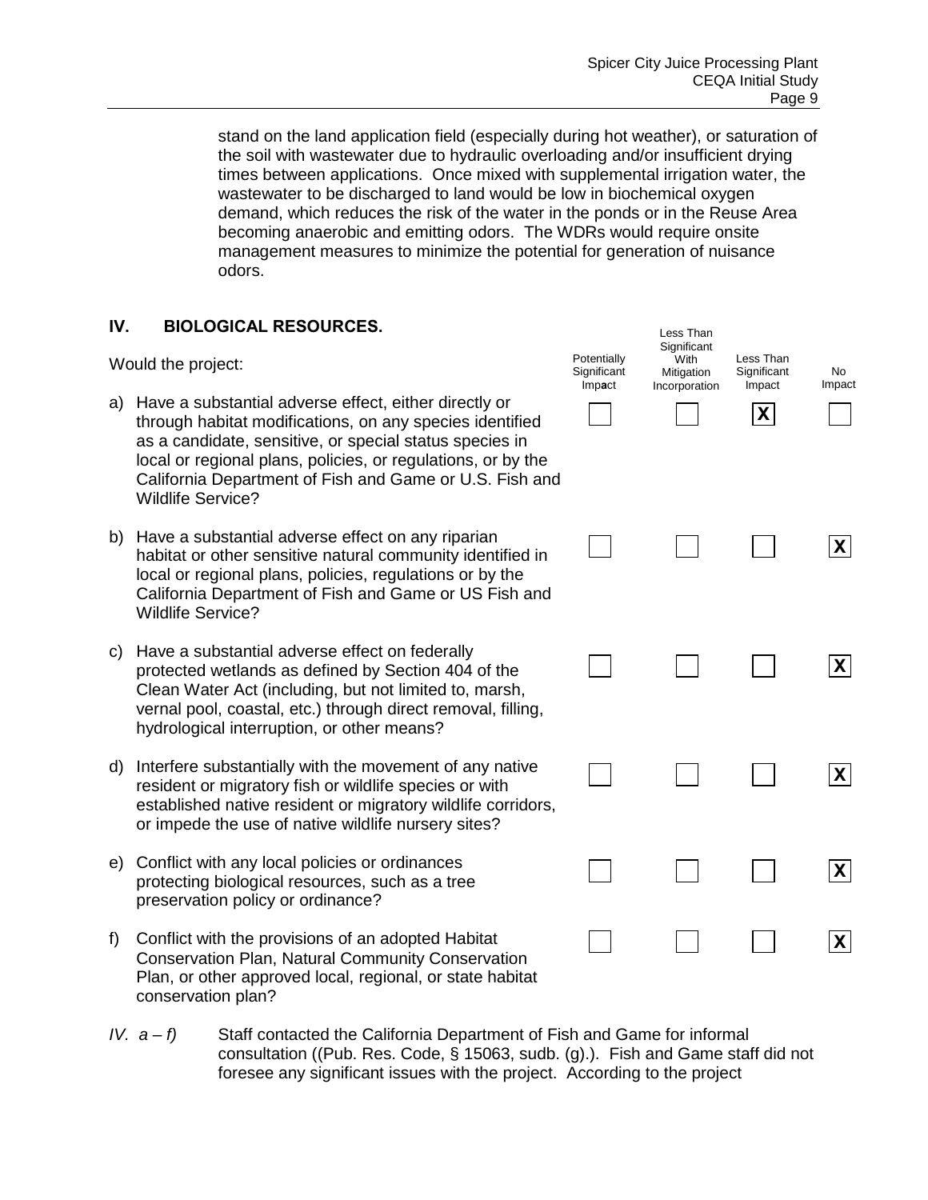stand on the land application field (especially during hot weather), or saturation of the soil with wastewater due to hydraulic overloading and/or insufficient drying times between applications. Once mixed with supplemental irrigation water, the wastewater to be discharged to land would be low in biochemical oxygen demand, which reduces the risk of the water in the ponds or in the Reuse Area becoming anaerobic and emitting odors. The WDRs would require onsite management measures to minimize the potential for generation of nuisance odors.

## IV. BIOLOGICAL RESOURCES.

| Would the project: | Potentially Significant Impact | Less Than Significant With Mitigation Incorporation | Less Than Significant Impact | No Impact |
|---|---|---|---|---|
| a) Have a substantial adverse effect, either directly or through habitat modifications, on any species identified as a candidate, sensitive, or special status species in local or regional plans, policies, or regulations, or by the California Department of Fish and Game or U.S. Fish and Wildlife Service? | | | X | |
| b) Have a substantial adverse effect on any riparian habitat or other sensitive natural community identified in local or regional plans, policies, regulations or by the California Department of Fish and Game or US Fish and Wildlife Service? | | | | X |
| c) Have a substantial adverse effect on federally protected wetlands as defined by Section 404 of the Clean Water Act (including, but not limited to, marsh, vernal pool, coastal, etc.) through direct removal, filling, hydrological interruption, or other means? | | | | X |
| d) Interfere substantially with the movement of any native resident or migratory fish or wildlife species or with established native resident or migratory wildlife corridors, or impede the use of native wildlife nursery sites? | | | | X |
| e) Conflict with any local policies or ordinances protecting biological resources, such as a tree preservation policy or ordinance? | | | | X |
| f) Conflict with the provisions of an adopted Habitat Conservation Plan, Natural Community Conservation Plan, or other approved local, regional, or state habitat conservation plan? | | | | X |

*IV. a – f)* Staff contacted the California Department of Fish and Game for informal consultation ((Pub. Res. Code, § 15063, sudb. (g).). Fish and Game staff did not foresee any significant issues with the project. According to the project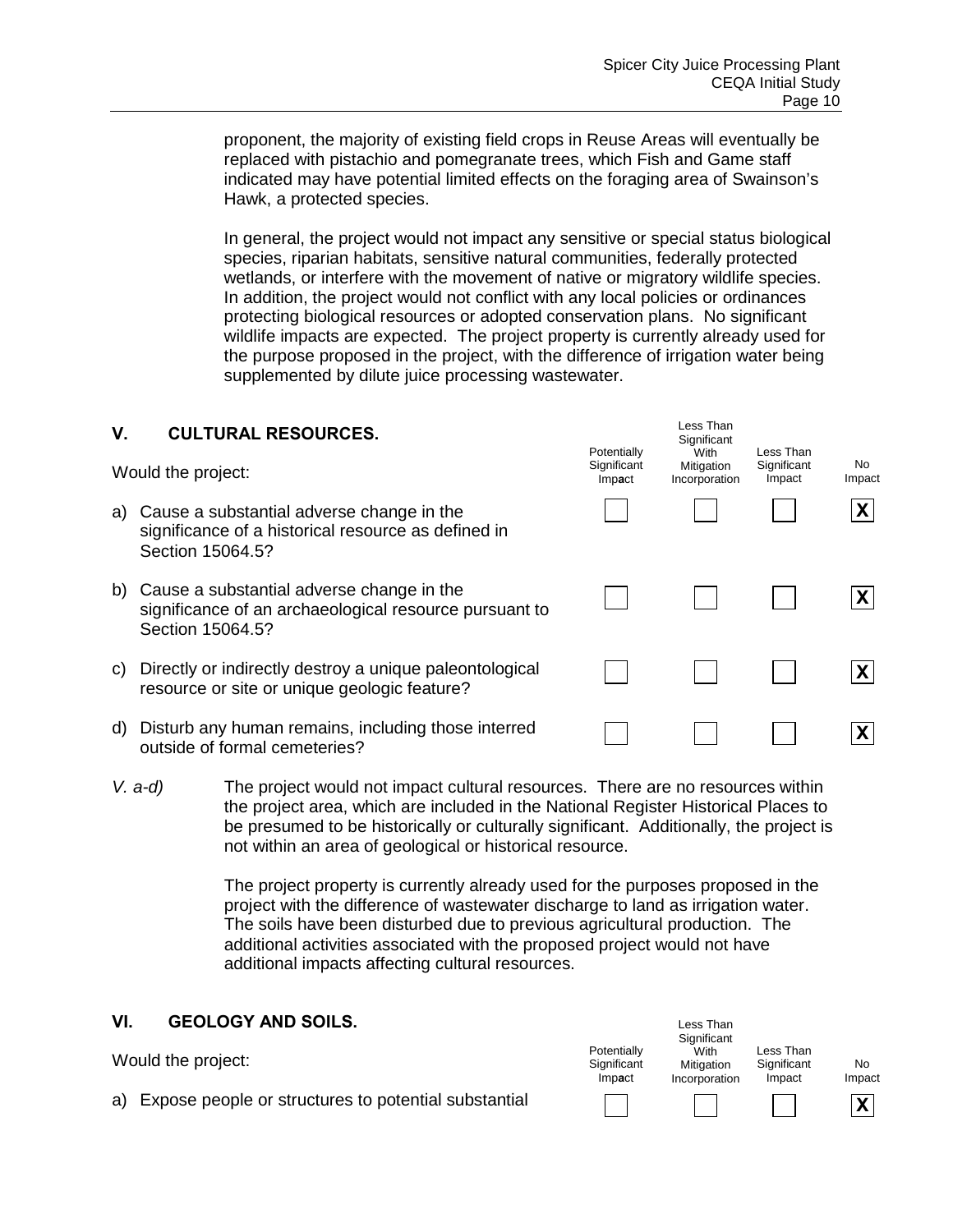proponent, the majority of existing field crops in Reuse Areas will eventually be replaced with pistachio and pomegranate trees, which Fish and Game staff indicated may have potential limited effects on the foraging area of Swainson's Hawk, a protected species.

In general, the project would not impact any sensitive or special status biological species, riparian habitats, sensitive natural communities, federally protected wetlands, or interfere with the movement of native or migratory wildlife species. In addition, the project would not conflict with any local policies or ordinances protecting biological resources or adopted conservation plans. No significant wildlife impacts are expected. The project property is currently already used for the purpose proposed in the project, with the difference of irrigation water being supplemented by dilute juice processing wastewater.

## V. CULTURAL RESOURCES.

| Would the project: | Potentially Significant Impact | Less Than Significant With Mitigation Incorporation | Less Than Significant Impact | No Impact |
|---|---|---|---|---|
| a) Cause a substantial adverse change in the significance of a historical resource as defined in Section 15064.5? | | | | X |
| b) Cause a substantial adverse change in the significance of an archaeological resource pursuant to Section 15064.5? | | | | X |
| c) Directly or indirectly destroy a unique paleontological resource or site or unique geologic feature? | | | | X |
| d) Disturb any human remains, including those interred outside of formal cemeteries? | | | | X |

*V. a-d)* The project would not impact cultural resources. There are no resources within the project area, which are included in the National Register Historical Places to be presumed to be historically or culturally significant. Additionally, the project is not within an area of geological or historical resource.

The project property is currently already used for the purposes proposed in the project with the difference of wastewater discharge to land as irrigation water. The soils have been disturbed due to previous agricultural production. The additional activities associated with the proposed project would not have additional impacts affecting cultural resources.

## VI. GEOLOGY AND SOILS.

| Would the project: | Potentially Significant Impact | Less Than Significant With Mitigation Incorporation | Less Than Significant Impact | No Impact |
|---|---|---|---|---|
| a) Expose people or structures to potential substantial | | | | X |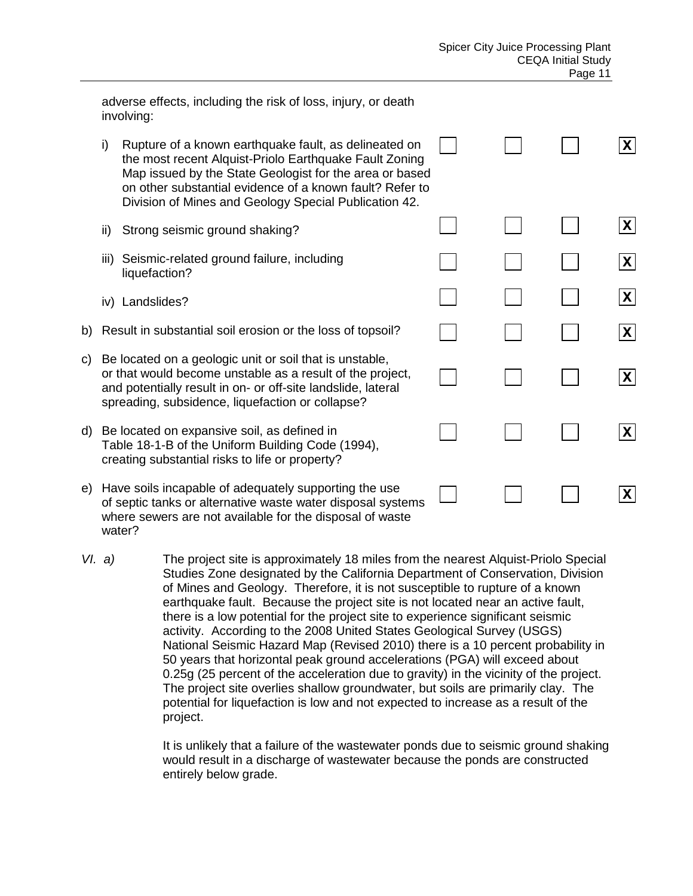adverse effects, including the risk of loss, injury, or death involving:

| | | | | |
|---|---|---|---|---|
| i) Rupture of a known earthquake fault, as delineated on the most recent Alquist-Priolo Earthquake Fault Zoning Map issued by the State Geologist for the area or based on other substantial evidence of a known fault? Refer to Division of Mines and Geology Special Publication 42. | ☐ | ☐ | ☐ | **X** |
| ii) Strong seismic ground shaking? | ☐ | ☐ | ☐ | **X** |
| iii) Seismic-related ground failure, including liquefaction? | ☐ | ☐ | ☐ | **X** |
| iv) Landslides? | ☐ | ☐ | ☐ | **X** |
| b) Result in substantial soil erosion or the loss of topsoil? | ☐ | ☐ | ☐ | **X** |
| c) Be located on a geologic unit or soil that is unstable, or that would become unstable as a result of the project, and potentially result in on- or off-site landslide, lateral spreading, subsidence, liquefaction or collapse? | ☐ | ☐ | ☐ | **X** |
| d) Be located on expansive soil, as defined in Table 18-1-B of the Uniform Building Code (1994), creating substantial risks to life or property? | ☐ | ☐ | ☐ | **X** |
| e) Have soils incapable of adequately supporting the use of septic tanks or alternative waste water disposal systems where sewers are not available for the disposal of waste water? | ☐ | ☐ | ☐ | **X** |

*VI. a)* The project site is approximately 18 miles from the nearest Alquist-Priolo Special Studies Zone designated by the California Department of Conservation, Division of Mines and Geology. Therefore, it is not susceptible to rupture of a known earthquake fault. Because the project site is not located near an active fault, there is a low potential for the project site to experience significant seismic activity. According to the 2008 United States Geological Survey (USGS) National Seismic Hazard Map (Revised 2010) there is a 10 percent probability in 50 years that horizontal peak ground accelerations (PGA) will exceed about 0.25g (25 percent of the acceleration due to gravity) in the vicinity of the project. The project site overlies shallow groundwater, but soils are primarily clay. The potential for liquefaction is low and not expected to increase as a result of the project.

It is unlikely that a failure of the wastewater ponds due to seismic ground shaking would result in a discharge of wastewater because the ponds are constructed entirely below grade.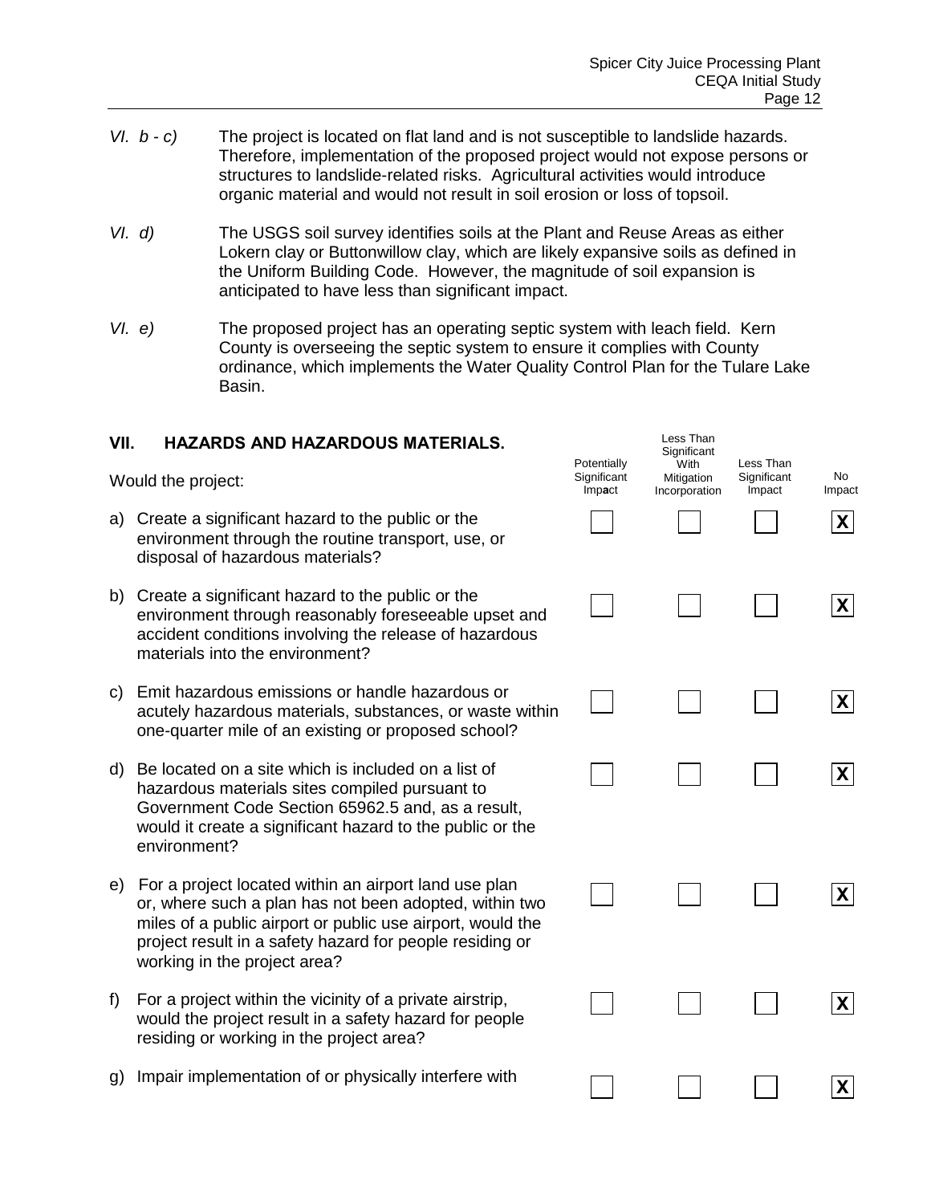*VI. b - c)* The project is located on flat land and is not susceptible to landslide hazards. Therefore, implementation of the proposed project would not expose persons or structures to landslide-related risks. Agricultural activities would introduce organic material and would not result in soil erosion or loss of topsoil.

*VI. d)* The USGS soil survey identifies soils at the Plant and Reuse Areas as either Lokern clay or Buttonwillow clay, which are likely expansive soils as defined in the Uniform Building Code. However, the magnitude of soil expansion is anticipated to have less than significant impact.

*VI. e)* The proposed project has an operating septic system with leach field. Kern County is overseeing the septic system to ensure it complies with County ordinance, which implements the Water Quality Control Plan for the Tulare Lake Basin.

## VII. HAZARDS AND HAZARDOUS MATERIALS.

| Would the project: | Potentially Significant Impact | Less Than Significant With Mitigation Incorporation | Less Than Significant Impact | No Impact |
|---|---|---|---|---|
| a) Create a significant hazard to the public or the environment through the routine transport, use, or disposal of hazardous materials? | | | | X |
| b) Create a significant hazard to the public or the environment through reasonably foreseeable upset and accident conditions involving the release of hazardous materials into the environment? | | | | X |
| c) Emit hazardous emissions or handle hazardous or acutely hazardous materials, substances, or waste within one-quarter mile of an existing or proposed school? | | | | X |
| d) Be located on a site which is included on a list of hazardous materials sites compiled pursuant to Government Code Section 65962.5 and, as a result, would it create a significant hazard to the public or the environment? | | | | X |
| e) For a project located within an airport land use plan or, where such a plan has not been adopted, within two miles of a public airport or public use airport, would the project result in a safety hazard for people residing or working in the project area? | | | | X |
| f) For a project within the vicinity of a private airstrip, would the project result in a safety hazard for people residing or working in the project area? | | | | X |
| g) Impair implementation of or physically interfere with | | | | X |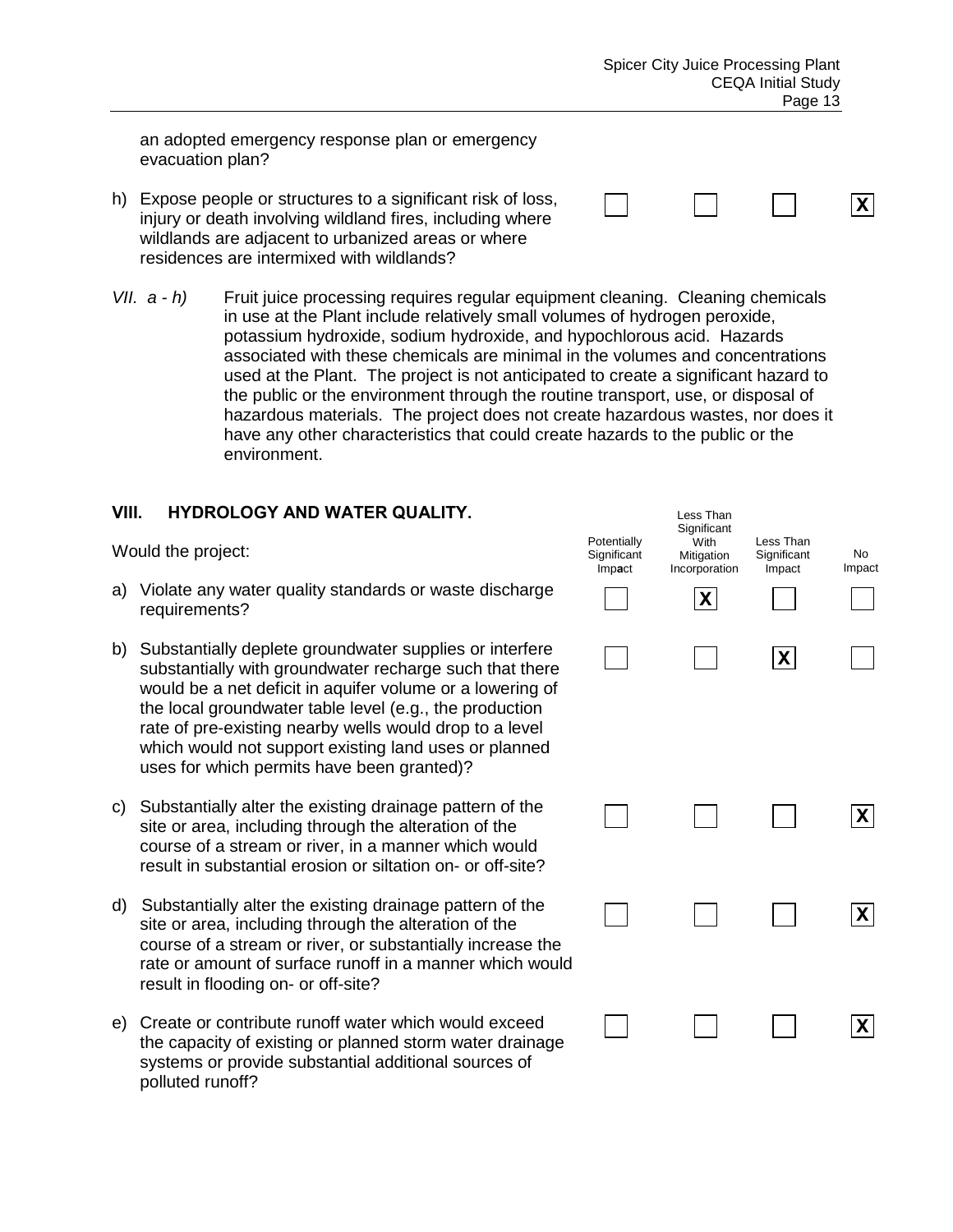an adopted emergency response plan or emergency evacuation plan?

| | Potentially Significant Impact | Less Than Significant With Mitigation Incorporation | Less Than Significant Impact | No Impact |
|---|---|---|---|---|
| h) Expose people or structures to a significant risk of loss, injury or death involving wildland fires, including where wildlands are adjacent to urbanized areas or where residences are intermixed with wildlands? | ☐ | ☐ | ☐ | ☒ |

*VII. a - h)* Fruit juice processing requires regular equipment cleaning. Cleaning chemicals in use at the Plant include relatively small volumes of hydrogen peroxide, potassium hydroxide, sodium hydroxide, and hypochlorous acid. Hazards associated with these chemicals are minimal in the volumes and concentrations used at the Plant. The project is not anticipated to create a significant hazard to the public or the environment through the routine transport, use, or disposal of hazardous materials. The project does not create hazardous wastes, nor does it have any other characteristics that could create hazards to the public or the environment.

## VIII. HYDROLOGY AND WATER QUALITY.

| Would the project: | Potentially Significant Impact | Less Than Significant With Mitigation Incorporation | Less Than Significant Impact | No Impact |
|---|---|---|---|---|
| a) Violate any water quality standards or waste discharge requirements? | ☐ | ☒ | ☐ | ☐ |
| b) Substantially deplete groundwater supplies or interfere substantially with groundwater recharge such that there would be a net deficit in aquifer volume or a lowering of the local groundwater table level (e.g., the production rate of pre-existing nearby wells would drop to a level which would not support existing land uses or planned uses for which permits have been granted)? | ☐ | ☐ | ☒ | ☐ |
| c) Substantially alter the existing drainage pattern of the site or area, including through the alteration of the course of a stream or river, in a manner which would result in substantial erosion or siltation on- or off-site? | ☐ | ☐ | ☐ | ☒ |
| d) Substantially alter the existing drainage pattern of the site or area, including through the alteration of the course of a stream or river, or substantially increase the rate or amount of surface runoff in a manner which would result in flooding on- or off-site? | ☐ | ☐ | ☐ | ☒ |
| e) Create or contribute runoff water which would exceed the capacity of existing or planned storm water drainage systems or provide substantial additional sources of polluted runoff? | ☐ | ☐ | ☐ | ☒ |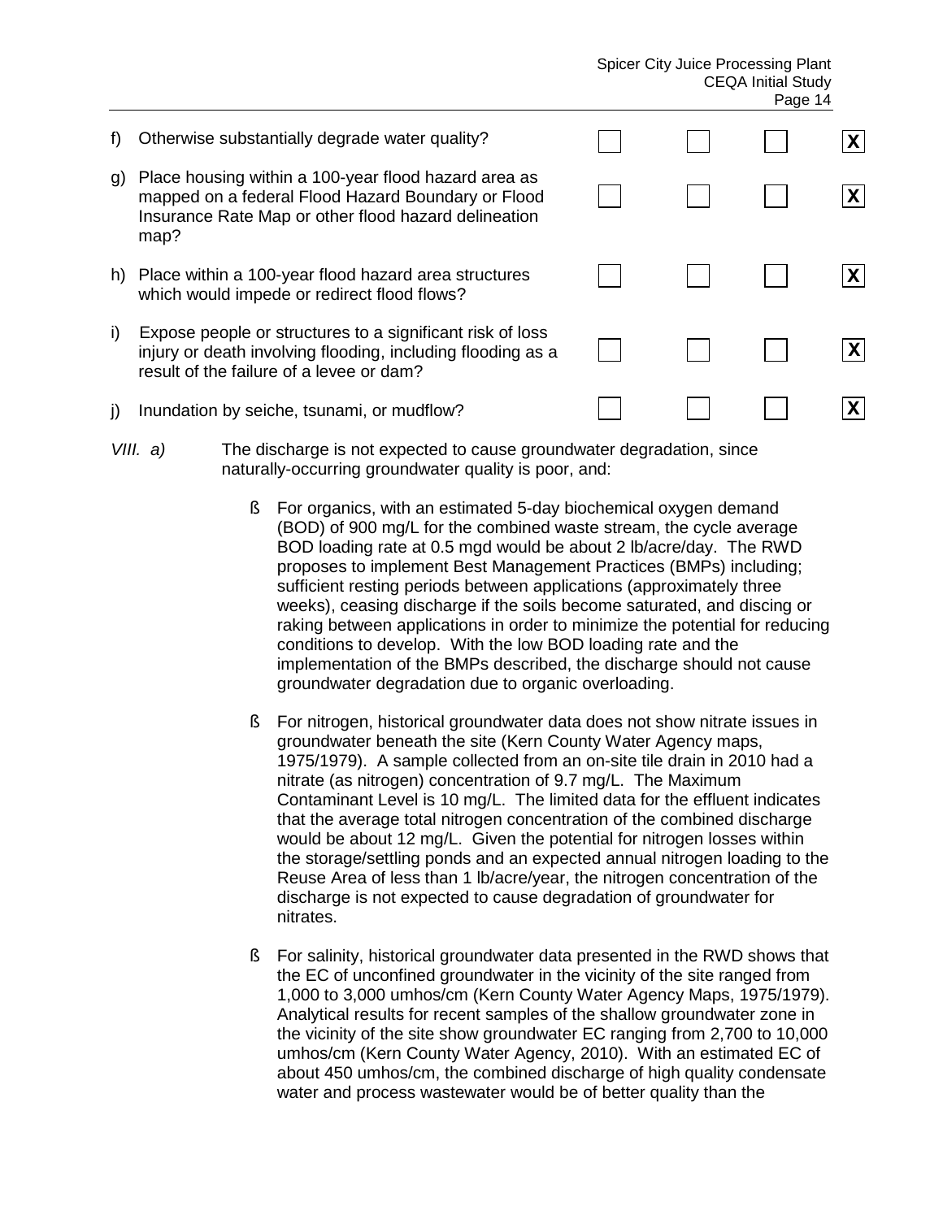| | | | | |
|---|---|---|---|---|
| f) Otherwise substantially degrade water quality? | ☐ | ☐ | ☐ | X |
| g) Place housing within a 100-year flood hazard area as mapped on a federal Flood Hazard Boundary or Flood Insurance Rate Map or other flood hazard delineation map? | ☐ | ☐ | ☐ | X |
| h) Place within a 100-year flood hazard area structures which would impede or redirect flood flows? | ☐ | ☐ | ☐ | X |
| i) Expose people or structures to a significant risk of loss injury or death involving flooding, including flooding as a result of the failure of a levee or dam? | ☐ | ☐ | ☐ | X |
| j) Inundation by seiche, tsunami, or mudflow? | ☐ | ☐ | ☐ | X |

*VIII. a)* The discharge is not expected to cause groundwater degradation, since naturally-occurring groundwater quality is poor, and:

- For organics, with an estimated 5-day biochemical oxygen demand (BOD) of 900 mg/L for the combined waste stream, the cycle average BOD loading rate at 0.5 mgd would be about 2 lb/acre/day. The RWD proposes to implement Best Management Practices (BMPs) including; sufficient resting periods between applications (approximately three weeks), ceasing discharge if the soils become saturated, and discing or raking between applications in order to minimize the potential for reducing conditions to develop. With the low BOD loading rate and the implementation of the BMPs described, the discharge should not cause groundwater degradation due to organic overloading.

- For nitrogen, historical groundwater data does not show nitrate issues in groundwater beneath the site (Kern County Water Agency maps, 1975/1979). A sample collected from an on-site tile drain in 2010 had a nitrate (as nitrogen) concentration of 9.7 mg/L. The Maximum Contaminant Level is 10 mg/L. The limited data for the effluent indicates that the average total nitrogen concentration of the combined discharge would be about 12 mg/L. Given the potential for nitrogen losses within the storage/settling ponds and an expected annual nitrogen loading to the Reuse Area of less than 1 lb/acre/year, the nitrogen concentration of the discharge is not expected to cause degradation of groundwater for nitrates.

- For salinity, historical groundwater data presented in the RWD shows that the EC of unconfined groundwater in the vicinity of the site ranged from 1,000 to 3,000 umhos/cm (Kern County Water Agency Maps, 1975/1979). Analytical results for recent samples of the shallow groundwater zone in the vicinity of the site show groundwater EC ranging from 2,700 to 10,000 umhos/cm (Kern County Water Agency, 2010). With an estimated EC of about 450 umhos/cm, the combined discharge of high quality condensate water and process wastewater would be of better quality than the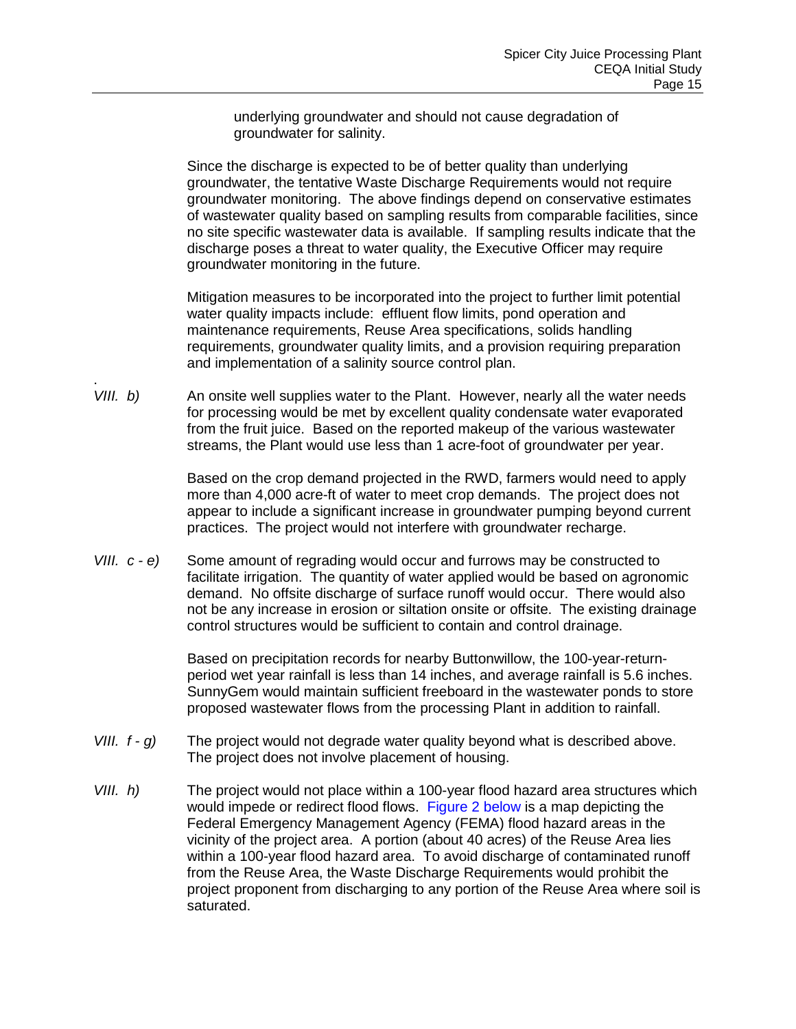underlying groundwater and should not cause degradation of groundwater for salinity.

Since the discharge is expected to be of better quality than underlying groundwater, the tentative Waste Discharge Requirements would not require groundwater monitoring. The above findings depend on conservative estimates of wastewater quality based on sampling results from comparable facilities, since no site specific wastewater data is available. If sampling results indicate that the discharge poses a threat to water quality, the Executive Officer may require groundwater monitoring in the future.

Mitigation measures to be incorporated into the project to further limit potential water quality impacts include: effluent flow limits, pond operation and maintenance requirements, Reuse Area specifications, solids handling requirements, groundwater quality limits, and a provision requiring preparation and implementation of a salinity source control plan.

*VIII. b)* An onsite well supplies water to the Plant. However, nearly all the water needs for processing would be met by excellent quality condensate water evaporated from the fruit juice. Based on the reported makeup of the various wastewater streams, the Plant would use less than 1 acre-foot of groundwater per year.

Based on the crop demand projected in the RWD, farmers would need to apply more than 4,000 acre-ft of water to meet crop demands. The project does not appear to include a significant increase in groundwater pumping beyond current practices. The project would not interfere with groundwater recharge.

*VIII. c - e)* Some amount of regrading would occur and furrows may be constructed to facilitate irrigation. The quantity of water applied would be based on agronomic demand. No offsite discharge of surface runoff would occur. There would also not be any increase in erosion or siltation onsite or offsite. The existing drainage control structures would be sufficient to contain and control drainage.

Based on precipitation records for nearby Buttonwillow, the 100-year-return-period wet year rainfall is less than 14 inches, and average rainfall is 5.6 inches. SunnyGem would maintain sufficient freeboard in the wastewater ponds to store proposed wastewater flows from the processing Plant in addition to rainfall.

*VIII. f - g)* The project would not degrade water quality beyond what is described above. The project does not involve placement of housing.

*VIII. h)* The project would not place within a 100-year flood hazard area structures which would impede or redirect flood flows. Figure 2 below is a map depicting the Federal Emergency Management Agency (FEMA) flood hazard areas in the vicinity of the project area. A portion (about 40 acres) of the Reuse Area lies within a 100-year flood hazard area. To avoid discharge of contaminated runoff from the Reuse Area, the Waste Discharge Requirements would prohibit the project proponent from discharging to any portion of the Reuse Area where soil is saturated.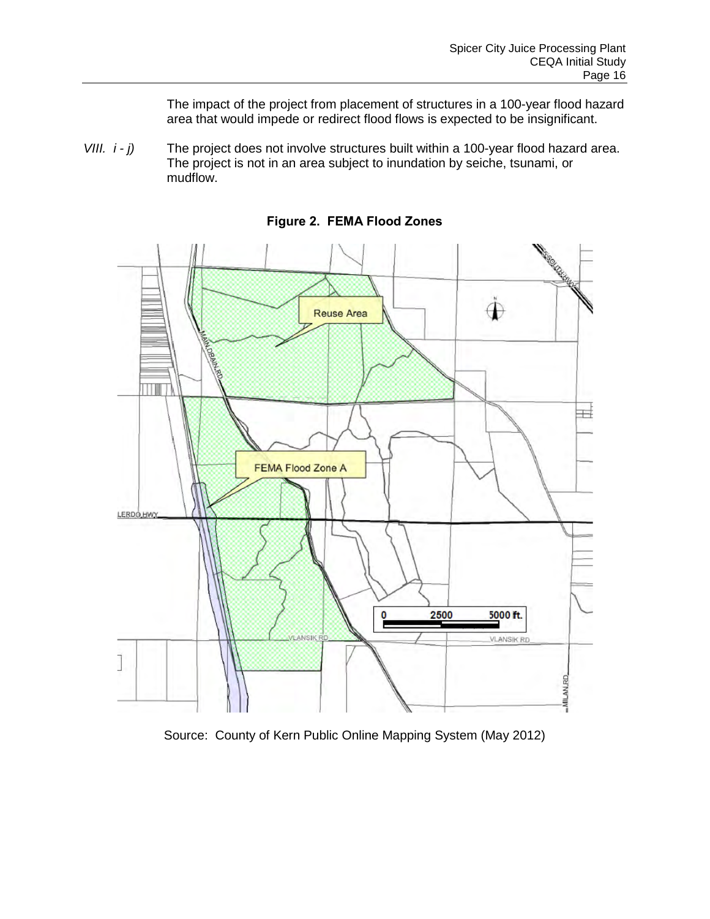The impact of the project from placement of structures in a 100-year flood hazard area that would impede or redirect flood flows is expected to be insignificant.

*VIII. i - j)* The project does not involve structures built within a 100-year flood hazard area. The project is not in an area subject to inundation by seiche, tsunami, or mudflow.

**Figure 2. FEMA Flood Zones**

Source: County of Kern Public Online Mapping System (May 2012)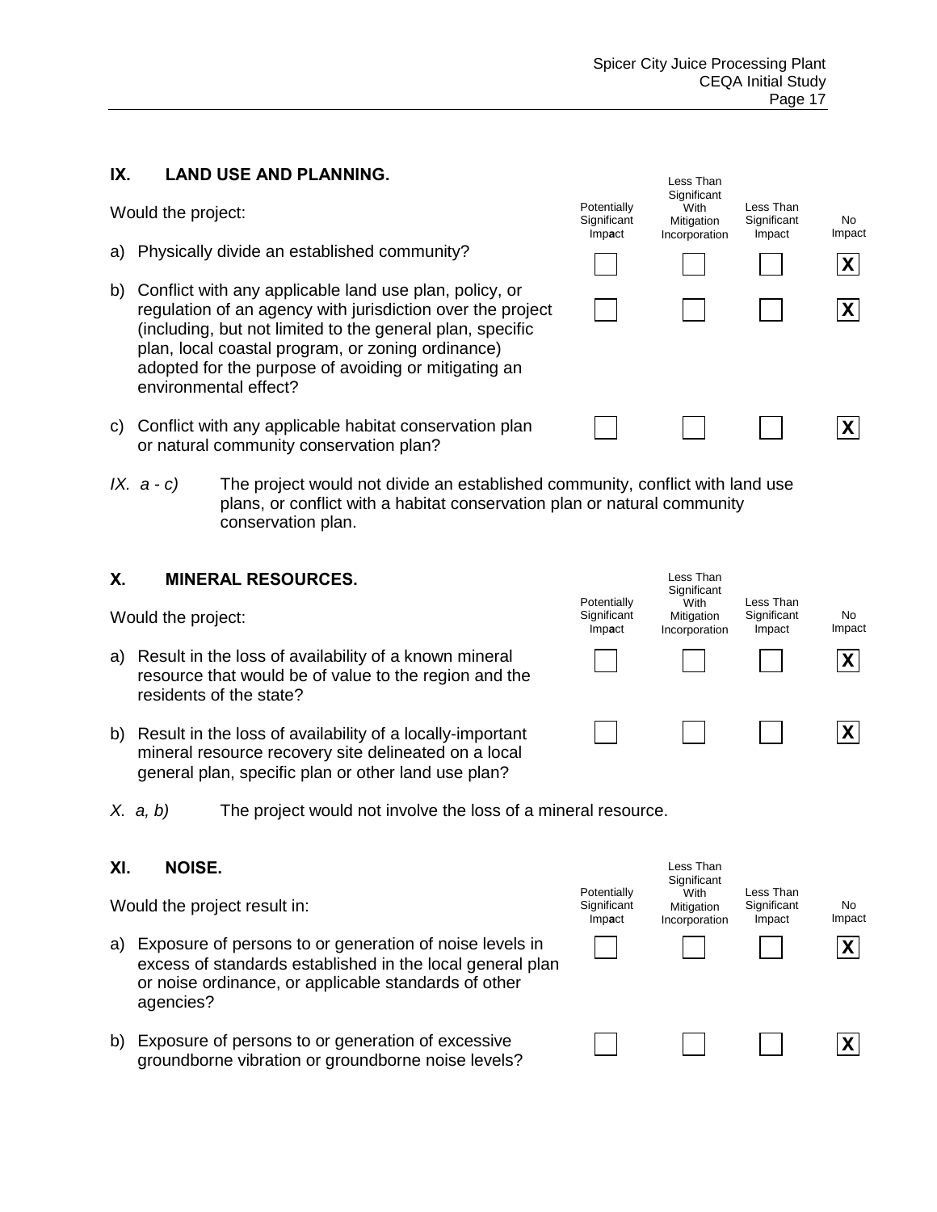## IX. LAND USE AND PLANNING.

| Would the project: | Potentially Significant Impact | Less Than Significant With Mitigation Incorporation | Less Than Significant Impact | No Impact |
|---|---|---|---|---|
| a) Physically divide an established community? | | | | X |
| b) Conflict with any applicable land use plan, policy, or regulation of an agency with jurisdiction over the project (including, but not limited to the general plan, specific plan, local coastal program, or zoning ordinance) adopted for the purpose of avoiding or mitigating an environmental effect? | | | | X |
| c) Conflict with any applicable habitat conservation plan or natural community conservation plan? | | | | X |

*IX. a - c)* The project would not divide an established community, conflict with land use plans, or conflict with a habitat conservation plan or natural community conservation plan.

## X. MINERAL RESOURCES.

| Would the project: | Potentially Significant Impact | Less Than Significant With Mitigation Incorporation | Less Than Significant Impact | No Impact |
|---|---|---|---|---|
| a) Result in the loss of availability of a known mineral resource that would be of value to the region and the residents of the state? | | | | X |
| b) Result in the loss of availability of a locally-important mineral resource recovery site delineated on a local general plan, specific plan or other land use plan? | | | | X |

*X. a, b)* The project would not involve the loss of a mineral resource.

## XI. NOISE.

| Would the project result in: | Potentially Significant Impact | Less Than Significant With Mitigation Incorporation | Less Than Significant Impact | No Impact |
|---|---|---|---|---|
| a) Exposure of persons to or generation of noise levels in excess of standards established in the local general plan or noise ordinance, or applicable standards of other agencies? | | | | X |
| b) Exposure of persons to or generation of excessive groundborne vibration or groundborne noise levels? | | | | X |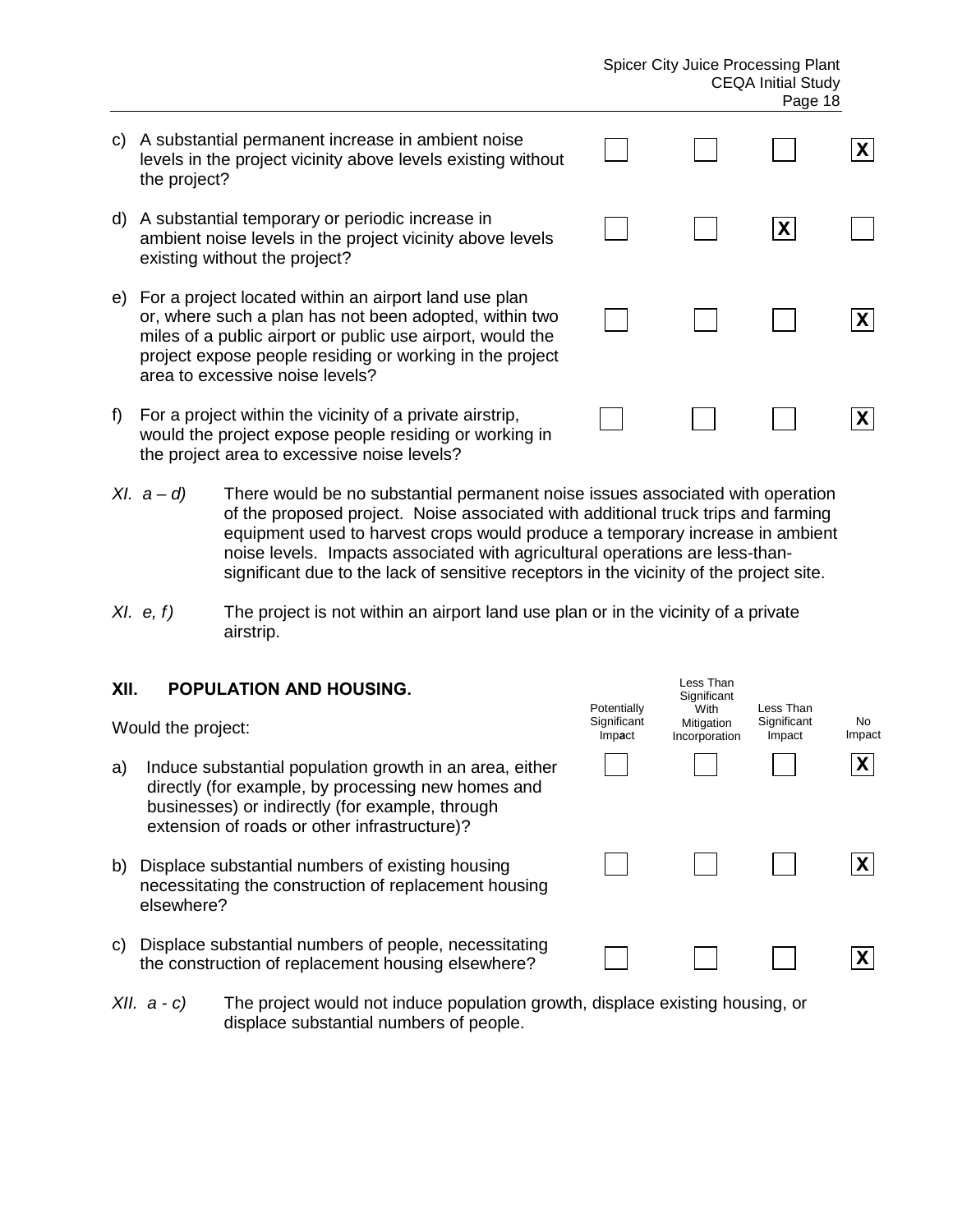| | Potentially Significant Impact | Less Than Significant With Mitigation Incorporation | Less Than Significant Impact | No Impact |
|---|---|---|---|---|
| c) A substantial permanent increase in ambient noise levels in the project vicinity above levels existing without the project? | | | | X |
| d) A substantial temporary or periodic increase in ambient noise levels in the project vicinity above levels existing without the project? | | | X | |
| e) For a project located within an airport land use plan or, where such a plan has not been adopted, within two miles of a public airport or public use airport, would the project expose people residing or working in the project area to excessive noise levels? | | | | X |
| f) For a project within the vicinity of a private airstrip, would the project expose people residing or working in the project area to excessive noise levels? | | | | X |

*XI. a – d)* There would be no substantial permanent noise issues associated with operation of the proposed project. Noise associated with additional truck trips and farming equipment used to harvest crops would produce a temporary increase in ambient noise levels. Impacts associated with agricultural operations are less-than-significant due to the lack of sensitive receptors in the vicinity of the project site.

*XI. e, f)* The project is not within an airport land use plan or in the vicinity of a private airstrip.

## XII. POPULATION AND HOUSING.

Would the project:

| | Potentially Significant Impact | Less Than Significant With Mitigation Incorporation | Less Than Significant Impact | No Impact |
|---|---|---|---|---|
| a) Induce substantial population growth in an area, either directly (for example, by processing new homes and businesses) or indirectly (for example, through extension of roads or other infrastructure)? | | | | X |
| b) Displace substantial numbers of existing housing necessitating the construction of replacement housing elsewhere? | | | | X |
| c) Displace substantial numbers of people, necessitating the construction of replacement housing elsewhere? | | | | X |

*XII. a - c)* The project would not induce population growth, displace existing housing, or displace substantial numbers of people.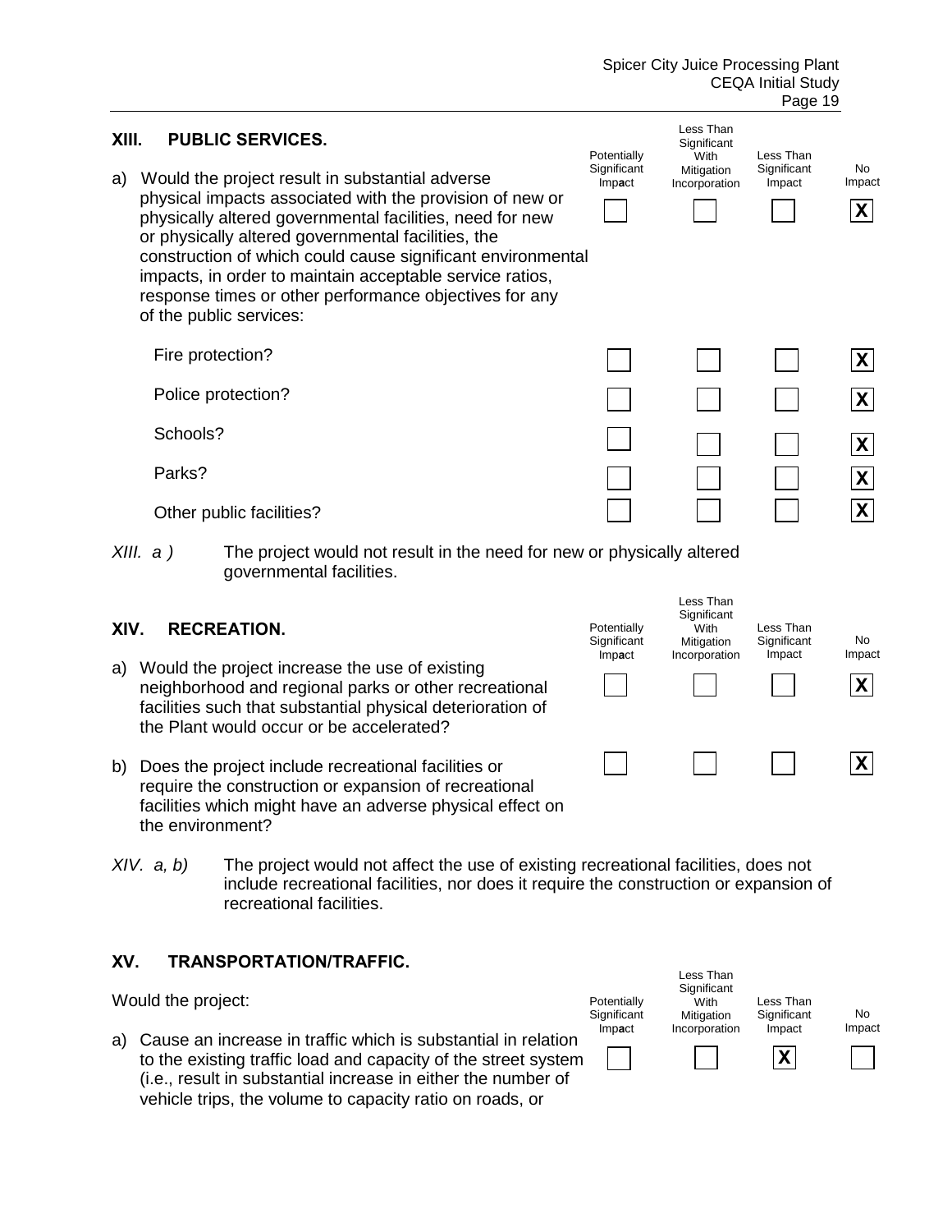## XIII. PUBLIC SERVICES.

| | Potentially Significant Impact | Less Than Significant With Mitigation Incorporation | Less Than Significant Impact | No Impact |
|---|---|---|---|---|
| a) Would the project result in substantial adverse physical impacts associated with the provision of new or physically altered governmental facilities, need for new or physically altered governmental facilities, the construction of which could cause significant environmental impacts, in order to maintain acceptable service ratios, response times or other performance objectives for any of the public services: | | | | X |
| Fire protection? | | | | X |
| Police protection? | | | | X |
| Schools? | | | | X |
| Parks? | | | | X |
| Other public facilities? | | | | X |

*XIII. a )* The project would not result in the need for new or physically altered governmental facilities.

## XIV. RECREATION.

| | Potentially Significant Impact | Less Than Significant With Mitigation Incorporation | Less Than Significant Impact | No Impact |
|---|---|---|---|---|
| a) Would the project increase the use of existing neighborhood and regional parks or other recreational facilities such that substantial physical deterioration of the Plant would occur or be accelerated? | | | | X |
| b) Does the project include recreational facilities or require the construction or expansion of recreational facilities which might have an adverse physical effect on the environment? | | | | X |

*XIV. a, b)* The project would not affect the use of existing recreational facilities, does not include recreational facilities, nor does it require the construction or expansion of recreational facilities.

## XV. TRANSPORTATION/TRAFFIC.

Would the project:

| | Potentially Significant Impact | Less Than Significant With Mitigation Incorporation | Less Than Significant Impact | No Impact |
|---|---|---|---|---|
| a) Cause an increase in traffic which is substantial in relation to the existing traffic load and capacity of the street system (i.e., result in substantial increase in either the number of vehicle trips, the volume to capacity ratio on roads, or | | | X | |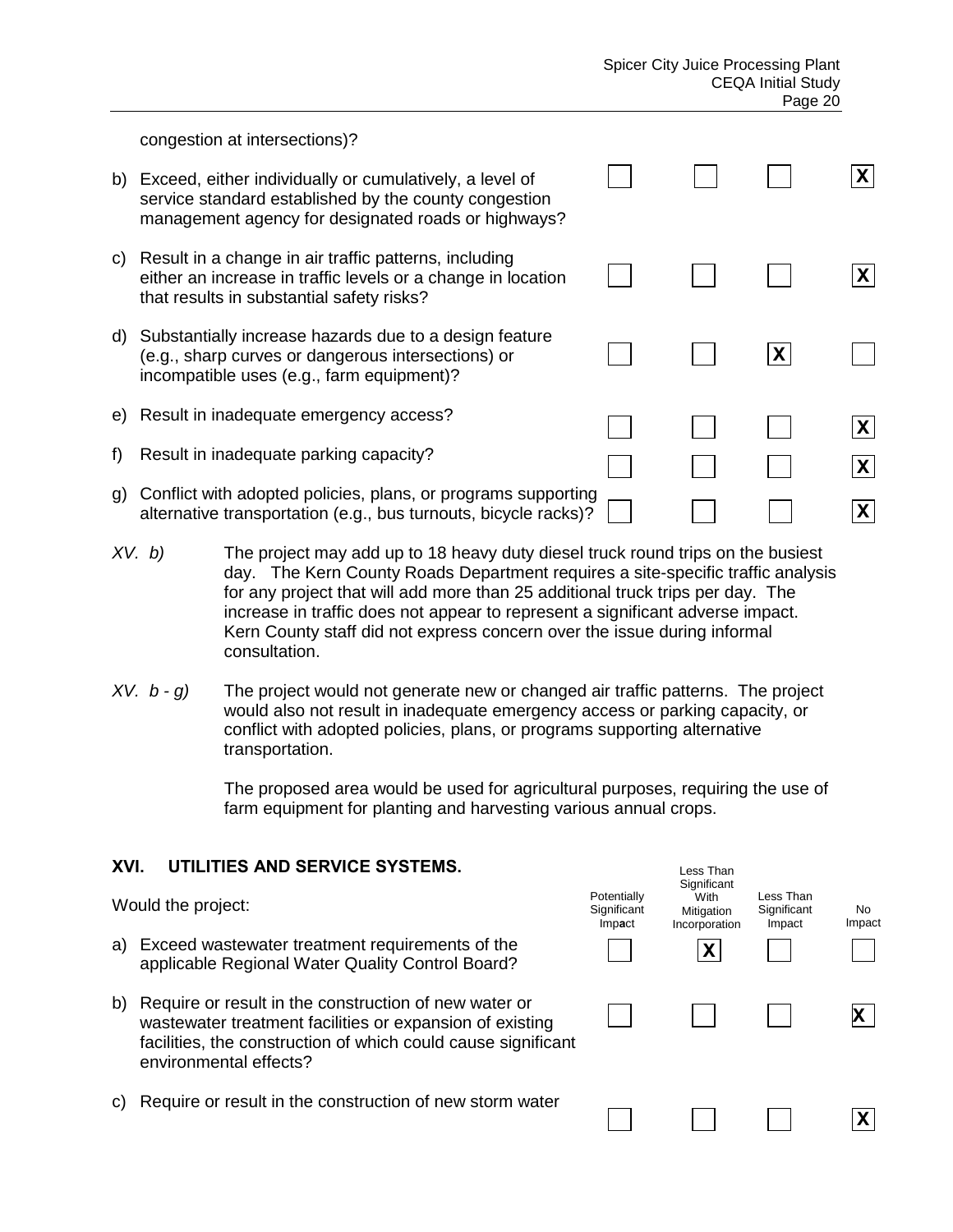congestion at intersections)?

| | Potentially Significant Impact | Less Than Significant With Mitigation Incorporation | Less Than Significant Impact | No Impact |
|---|---|---|---|---|
| b) Exceed, either individually or cumulatively, a level of service standard established by the county congestion management agency for designated roads or highways? | | | | X |
| c) Result in a change in air traffic patterns, including either an increase in traffic levels or a change in location that results in substantial safety risks? | | | | X |
| d) Substantially increase hazards due to a design feature (e.g., sharp curves or dangerous intersections) or incompatible uses (e.g., farm equipment)? | | | X | |
| e) Result in inadequate emergency access? | | | | X |
| f) Result in inadequate parking capacity? | | | | X |
| g) Conflict with adopted policies, plans, or programs supporting alternative transportation (e.g., bus turnouts, bicycle racks)? | | | | X |

*XV. b)* The project may add up to 18 heavy duty diesel truck round trips on the busiest day. The Kern County Roads Department requires a site-specific traffic analysis for any project that will add more than 25 additional truck trips per day. The increase in traffic does not appear to represent a significant adverse impact. Kern County staff did not express concern over the issue during informal consultation.

*XV. b - g)* The project would not generate new or changed air traffic patterns. The project would also not result in inadequate emergency access or parking capacity, or conflict with adopted policies, plans, or programs supporting alternative transportation.

The proposed area would be used for agricultural purposes, requiring the use of farm equipment for planting and harvesting various annual crops.

## XVI. UTILITIES AND SERVICE SYSTEMS.

| Would the project: | Potentially Significant Impact | Less Than Significant With Mitigation Incorporation | Less Than Significant Impact | No Impact |
|---|---|---|---|---|
| a) Exceed wastewater treatment requirements of the applicable Regional Water Quality Control Board? | | X | | |
| b) Require or result in the construction of new water or wastewater treatment facilities or expansion of existing facilities, the construction of which could cause significant environmental effects? | | | | X |
| c) Require or result in the construction of new storm water | | | | X |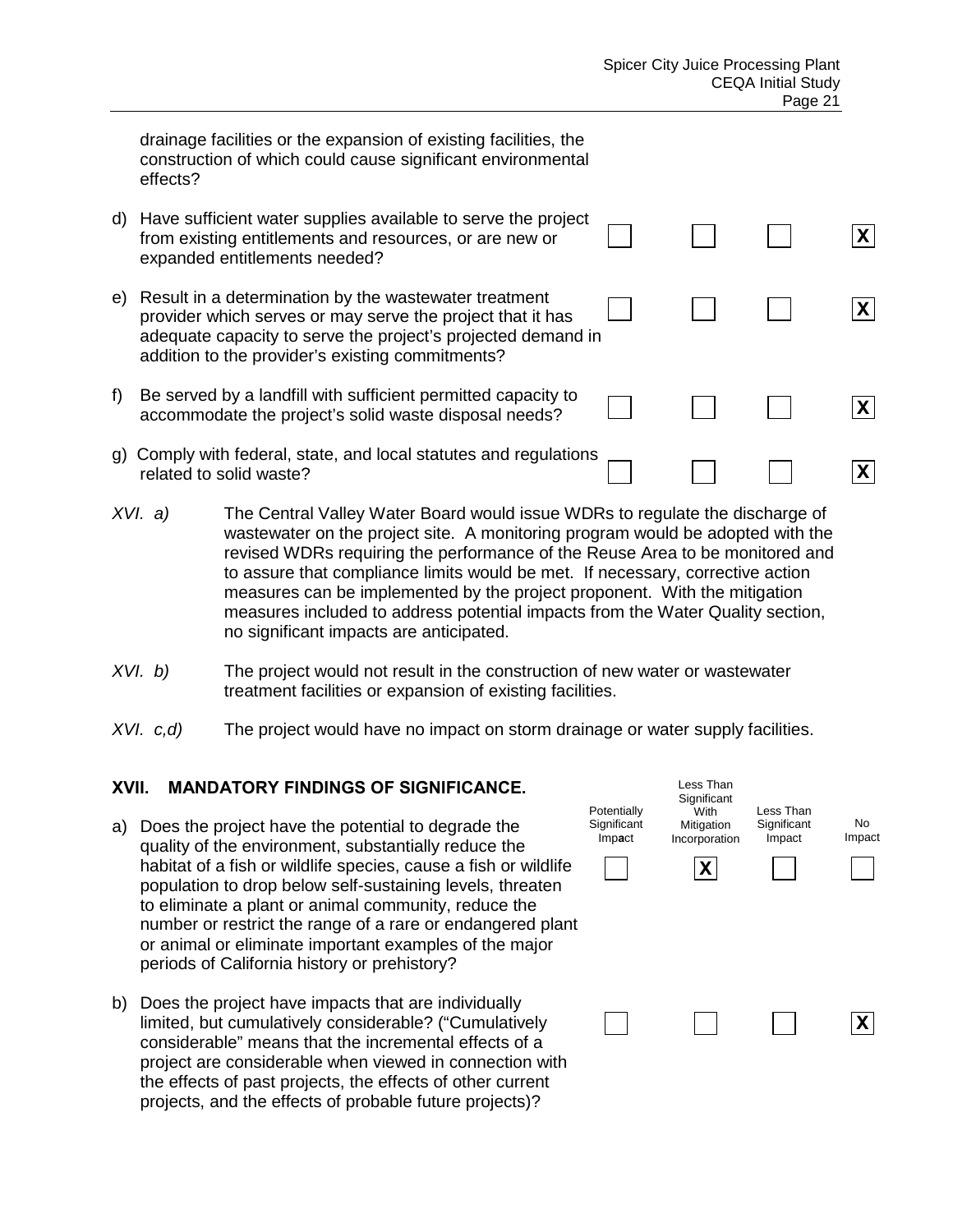| | Potentially Significant Impact | Less Than Significant With Mitigation Incorporation | Less Than Significant Impact | No Impact |
|---|---|---|---|---|
| drainage facilities or the expansion of existing facilities, the construction of which could cause significant environmental effects? | | | | |
| d) Have sufficient water supplies available to serve the project from existing entitlements and resources, or are new or expanded entitlements needed? | | | | X |
| e) Result in a determination by the wastewater treatment provider which serves or may serve the project that it has adequate capacity to serve the project's projected demand in addition to the provider's existing commitments? | | | | X |
| f) Be served by a landfill with sufficient permitted capacity to accommodate the project's solid waste disposal needs? | | | | X |
| g) Comply with federal, state, and local statutes and regulations related to solid waste? | | | | X |

*XVI. a)* The Central Valley Water Board would issue WDRs to regulate the discharge of wastewater on the project site. A monitoring program would be adopted with the revised WDRs requiring the performance of the Reuse Area to be monitored and to assure that compliance limits would be met. If necessary, corrective action measures can be implemented by the project proponent. With the mitigation measures included to address potential impacts from the Water Quality section, no significant impacts are anticipated.

*XVI. b)* The project would not result in the construction of new water or wastewater treatment facilities or expansion of existing facilities.

*XVI. c,d)* The project would have no impact on storm drainage or water supply facilities.

## XVII. MANDATORY FINDINGS OF SIGNIFICANCE.

| | Potentially Significant Impact | Less Than Significant With Mitigation Incorporation | Less Than Significant Impact | No Impact |
|---|---|---|---|---|
| a) Does the project have the potential to degrade the quality of the environment, substantially reduce the habitat of a fish or wildlife species, cause a fish or wildlife population to drop below self-sustaining levels, threaten to eliminate a plant or animal community, reduce the number or restrict the range of a rare or endangered plant or animal or eliminate important examples of the major periods of California history or prehistory? | | X | | |
| b) Does the project have impacts that are individually limited, but cumulatively considerable? ("Cumulatively considerable" means that the incremental effects of a project are considerable when viewed in connection with the effects of past projects, the effects of other current projects, and the effects of probable future projects)? | | | | X |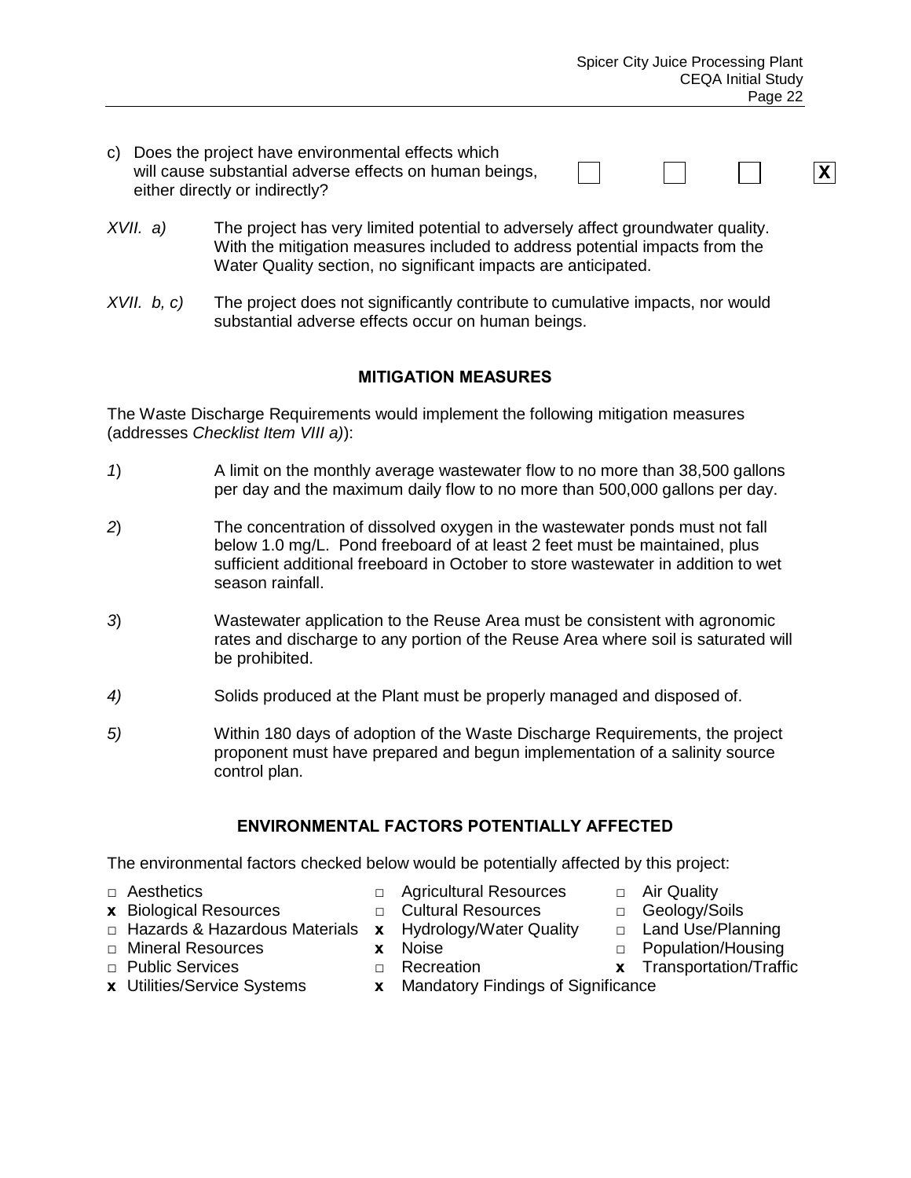| | | | | |
|---|---|---|---|---|
| c) Does the project have environmental effects which will cause substantial adverse effects on human beings, either directly or indirectly? | ☐ | ☐ | ☐ | X |

*XVII. a)* The project has very limited potential to adversely affect groundwater quality. With the mitigation measures included to address potential impacts from the Water Quality section, no significant impacts are anticipated.

*XVII. b, c)* The project does not significantly contribute to cumulative impacts, nor would substantial adverse effects occur on human beings.

## MITIGATION MEASURES

The Waste Discharge Requirements would implement the following mitigation measures (addresses *Checklist Item VIII a)*):

*1*) A limit on the monthly average wastewater flow to no more than 38,500 gallons per day and the maximum daily flow to no more than 500,000 gallons per day.

*2*) The concentration of dissolved oxygen in the wastewater ponds must not fall below 1.0 mg/L. Pond freeboard of at least 2 feet must be maintained, plus sufficient additional freeboard in October to store wastewater in addition to wet season rainfall.

*3*) Wastewater application to the Reuse Area must be consistent with agronomic rates and discharge to any portion of the Reuse Area where soil is saturated will be prohibited.

*4)* Solids produced at the Plant must be properly managed and disposed of.

*5)* Within 180 days of adoption of the Waste Discharge Requirements, the project proponent must have prepared and begun implementation of a salinity source control plan.

## ENVIRONMENTAL FACTORS POTENTIALLY AFFECTED

The environmental factors checked below would be potentially affected by this project:

| | | |
|---|---|---|
| □ Aesthetics | □ Agricultural Resources | □ Air Quality |
| **x** Biological Resources | □ Cultural Resources | □ Geology/Soils |
| □ Hazards & Hazardous Materials | **x** Hydrology/Water Quality | □ Land Use/Planning |
| □ Mineral Resources | **x** Noise | □ Population/Housing |
| □ Public Services | □ Recreation | **x** Transportation/Traffic |
| **x** Utilities/Service Systems | **x** Mandatory Findings of Significance | |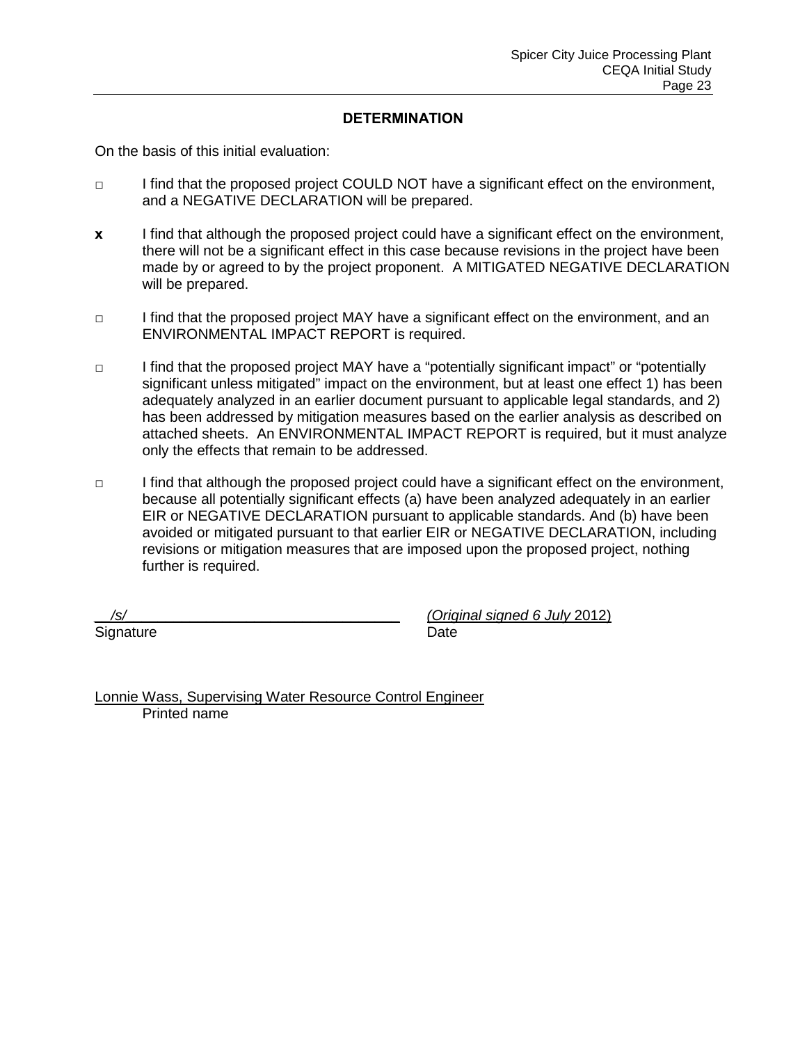## DETERMINATION

On the basis of this initial evaluation:

□ I find that the proposed project COULD NOT have a significant effect on the environment, and a NEGATIVE DECLARATION will be prepared.

**x** I find that although the proposed project could have a significant effect on the environment, there will not be a significant effect in this case because revisions in the project have been made by or agreed to by the project proponent. A MITIGATED NEGATIVE DECLARATION will be prepared.

□ I find that the proposed project MAY have a significant effect on the environment, and an ENVIRONMENTAL IMPACT REPORT is required.

□ I find that the proposed project MAY have a "potentially significant impact" or "potentially significant unless mitigated" impact on the environment, but at least one effect 1) has been adequately analyzed in an earlier document pursuant to applicable legal standards, and 2) has been addressed by mitigation measures based on the earlier analysis as described on attached sheets. An ENVIRONMENTAL IMPACT REPORT is required, but it must analyze only the effects that remain to be addressed.

□ I find that although the proposed project could have a significant effect on the environment, because all potentially significant effects (a) have been analyzed adequately in an earlier EIR or NEGATIVE DECLARATION pursuant to applicable standards. And (b) have been avoided or mitigated pursuant to that earlier EIR or NEGATIVE DECLARATION, including revisions or mitigation measures that are imposed upon the proposed project, nothing further is required.

*/s/* — Signature

*(Original signed 6 July* 2012) — Date

Lonnie Wass, Supervising Water Resource Control Engineer
Printed name